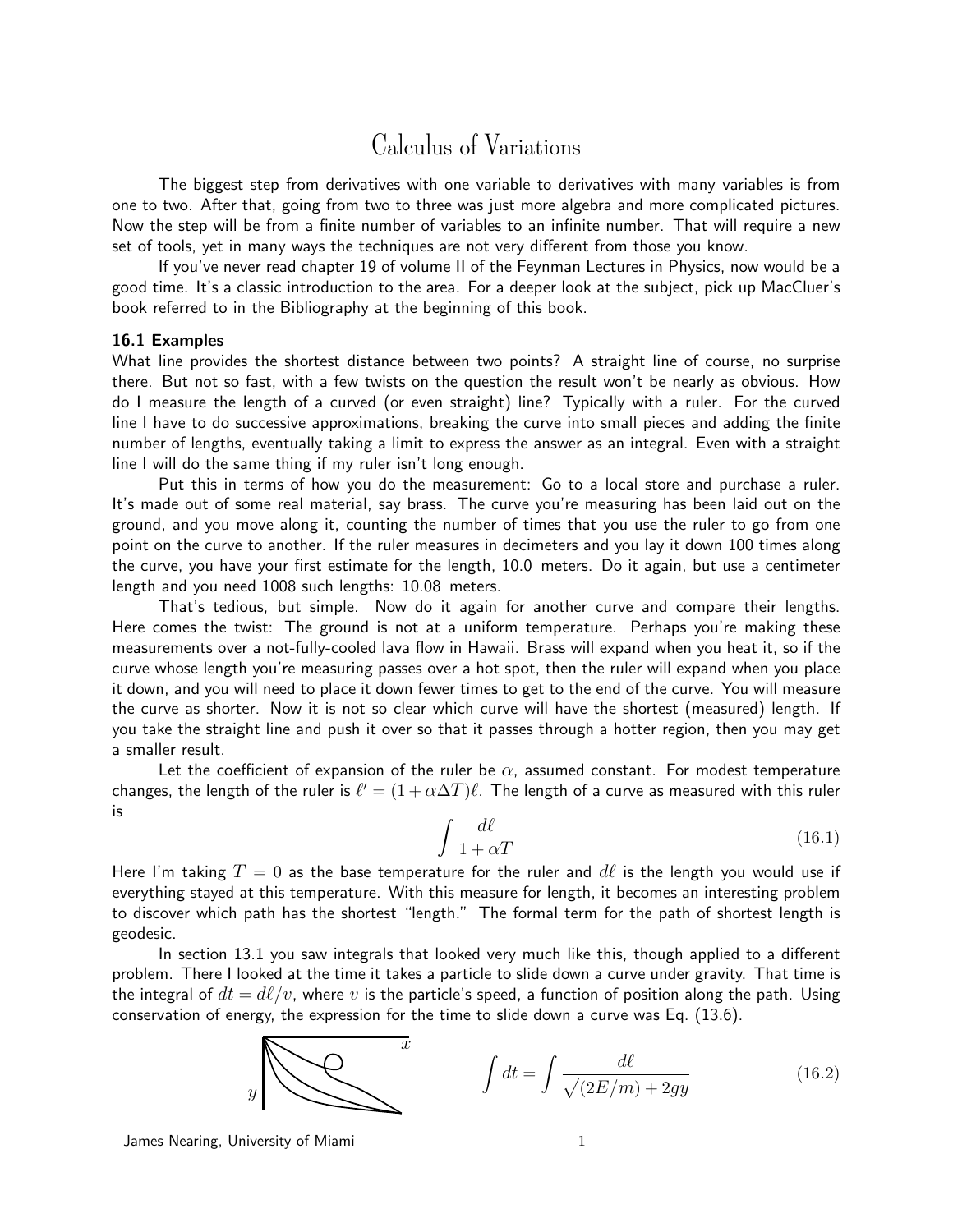# Calculus of Variations

The biggest step from derivatives with one variable to derivatives with many variables is from one to two. After that, going from two to three was just more algebra and more complicated pictures. Now the step will be from a finite number of variables to an infinite number. That will require a new set of tools, yet in many ways the techniques are not very different from those you know.

If you've never read chapter 19 of volume II of the Feynman Lectures in Physics, now would be a good time. It's a classic introduction to the area. For a deeper look at the subject, pick up MacCluer's book referred to in the Bibliography at the beginning of this book.

### 16.1 Examples

What line provides the shortest distance between two points? A straight line of course, no surprise there. But not so fast, with a few twists on the question the result won't be nearly as obvious. How do I measure the length of a curved (or even straight) line? Typically with a ruler. For the curved line I have to do successive approximations, breaking the curve into small pieces and adding the finite number of lengths, eventually taking a limit to express the answer as an integral. Even with a straight line I will do the same thing if my ruler isn't long enough.

Put this in terms of how you do the measurement: Go to a local store and purchase a ruler. It's made out of some real material, say brass. The curve you're measuring has been laid out on the ground, and you move along it, counting the number of times that you use the ruler to go from one point on the curve to another. If the ruler measures in decimeters and you lay it down 100 times along the curve, you have your first estimate for the length, 10.0 meters. Do it again, but use a centimeter length and you need 1008 such lengths: 10.08 meters.

That's tedious, but simple. Now do it again for another curve and compare their lengths. Here comes the twist: The ground is not at a uniform temperature. Perhaps you're making these measurements over a not-fully-cooled lava flow in Hawaii. Brass will expand when you heat it, so if the curve whose length you're measuring passes over a hot spot, then the ruler will expand when you place it down, and you will need to place it down fewer times to get to the end of the curve. You will measure the curve as shorter. Now it is not so clear which curve will have the shortest (measured) length. If you take the straight line and push it over so that it passes through a hotter region, then you may get a smaller result.

Let the coefficient of expansion of the ruler be $\alpha$, assumed constant. For modest temperature changes, the length of the ruler is $\ell' = (1 + \alpha \Delta T)\ell$. The length of a curve as measured with this ruler is

$$\int \frac{d\ell}{1 + \alpha T} \tag{16.1}$$

Here I'm taking $T = 0$ as the base temperature for the ruler and $d\ell$ is the length you would use if everything stayed at this temperature. With this measure for length, it becomes an interesting problem to discover which path has the shortest "length." The formal term for the path of shortest length is geodesic.

In section 13.1 you saw integrals that looked very much like this, though applied to a different problem. There I looked at the time it takes a particle to slide down a curve under gravity. That time is the integral of $dt = d\ell/v$, where $v$ is the particle's speed, a function of position along the path. Using conservation of energy, the expression for the time to slide down a curve was Eq. (13.6).

x

y

$$\int dt = \int \frac{d\ell}{\sqrt{(2E/m) + 2gy}} \tag{16.2}$$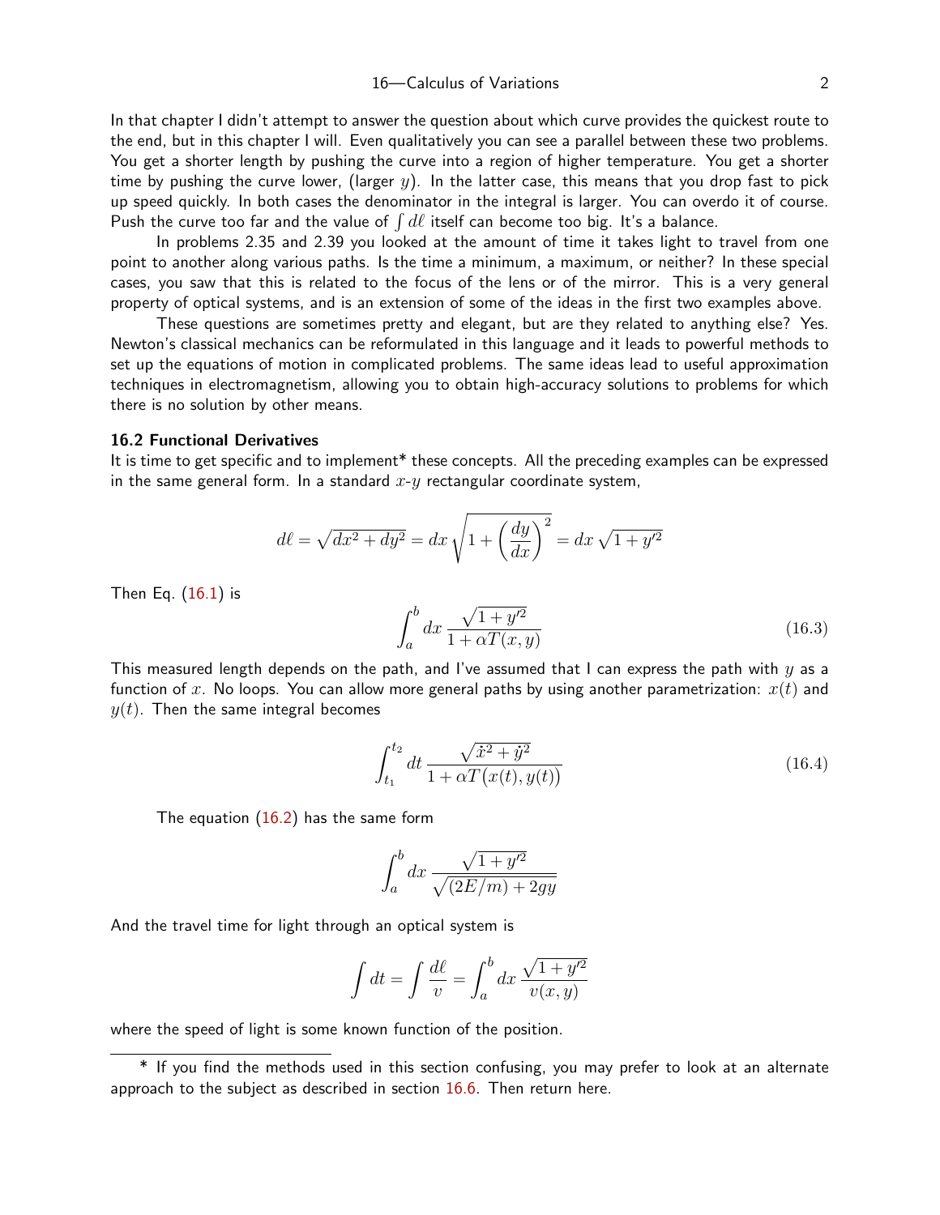In that chapter I didn't attempt to answer the question about which curve provides the quickest route to the end, but in this chapter I will. Even qualitatively you can see a parallel between these two problems. You get a shorter length by pushing the curve into a region of higher temperature. You get a shorter time by pushing the curve lower, (larger $y$). In the latter case, this means that you drop fast to pick up speed quickly. In both cases the denominator in the integral is larger. You can overdo it of course. Push the curve too far and the value of $\int d\ell$ itself can become too big. It's a balance.

In problems 2.35 and 2.39 you looked at the amount of time it takes light to travel from one point to another along various paths. Is the time a minimum, a maximum, or neither? In these special cases, you saw that this is related to the focus of the lens or of the mirror. This is a very general property of optical systems, and is an extension of some of the ideas in the first two examples above.

These questions are sometimes pretty and elegant, but are they related to anything else? Yes. Newton's classical mechanics can be reformulated in this language and it leads to powerful methods to set up the equations of motion in complicated problems. The same ideas lead to useful approximation techniques in electromagnetism, allowing you to obtain high-accuracy solutions to problems for which there is no solution by other means.

### 16.2 Functional Derivatives

It is time to get specific and to implement* these concepts. All the preceding examples can be expressed in the same general form. In a standard $x$-$y$ rectangular coordinate system,

$$d\ell = \sqrt{dx^2 + dy^2} = dx\,\sqrt{1 + \left(\frac{dy}{dx}\right)^2} = dx\,\sqrt{1 + y'^2}$$

Then Eq. (16.1) is

$$\int_a^b dx\,\frac{\sqrt{1+y'^2}}{1+\alpha T(x,y)} \tag{16.3}$$

This measured length depends on the path, and I've assumed that I can express the path with $y$ as a function of $x$. No loops. You can allow more general paths by using another parametrization: $x(t)$ and $y(t)$. Then the same integral becomes

$$\int_{t_1}^{t_2} dt\,\frac{\sqrt{\dot x^2 + \dot y^2}}{1+\alpha T\big(x(t),y(t)\big)} \tag{16.4}$$

The equation (16.2) has the same form

$$\int_a^b dx\,\frac{\sqrt{1+y'^2}}{\sqrt{(2E/m)+2gy}}$$

And the travel time for light through an optical system is

$$\int dt = \int \frac{d\ell}{v} = \int_a^b dx\,\frac{\sqrt{1+y'^2}}{v(x,y)}$$

where the speed of light is some known function of the position.

* If you find the methods used in this section confusing, you may prefer to look at an alternate approach to the subject as described in section 16.6. Then return here.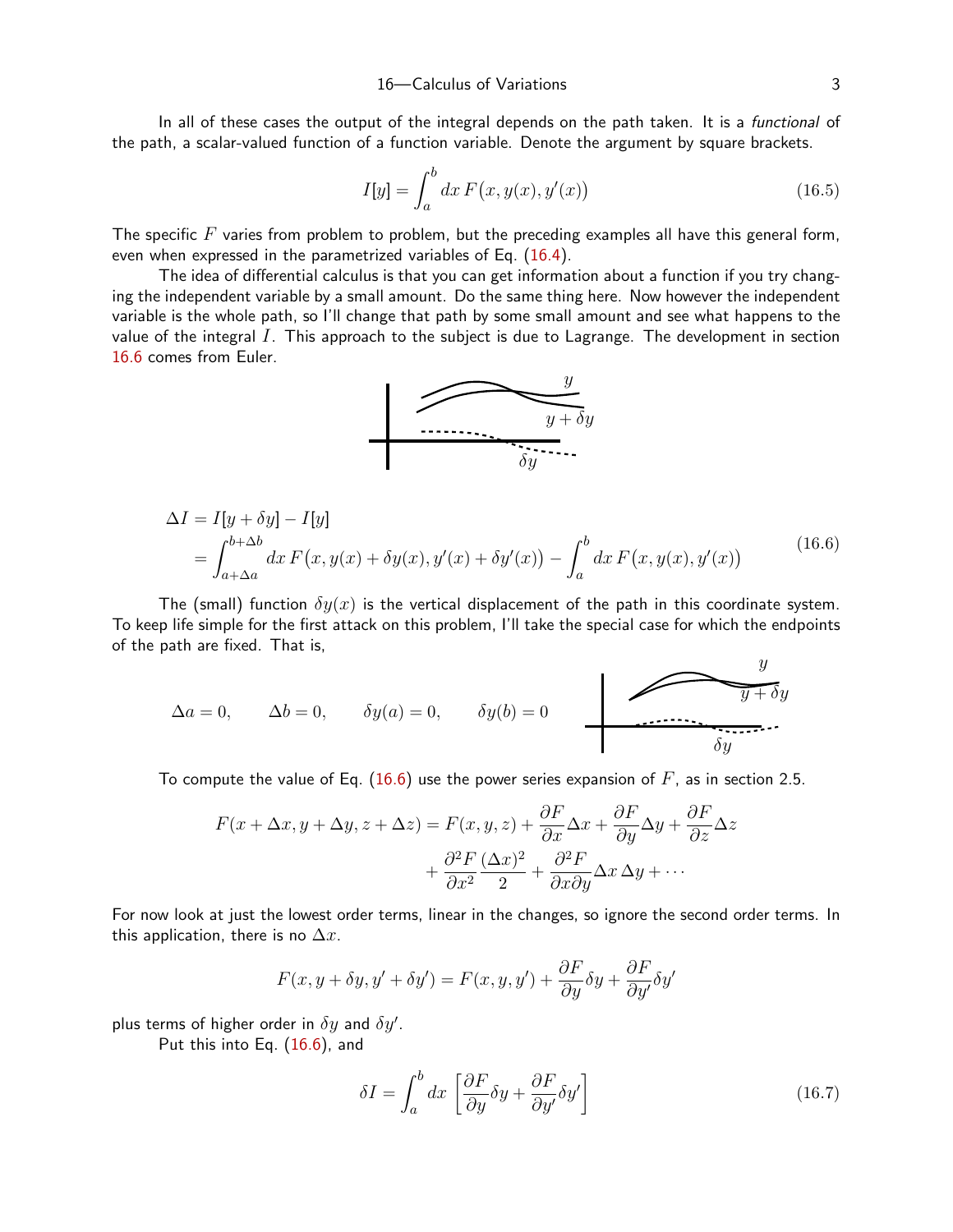In all of these cases the output of the integral depends on the path taken. It is a *functional* of the path, a scalar-valued function of a function variable. Denote the argument by square brackets.

$$I[y] = \int_a^b dx\, F\big(x, y(x), y'(x)\big) \tag{16.5}$$

The specific $F$ varies from problem to problem, but the preceding examples all have this general form, even when expressed in the parametrized variables of Eq. (16.4).

The idea of differential calculus is that you can get information about a function if you try changing the independent variable by a small amount. Do the same thing here. Now however the independent variable is the whole path, so I'll change that path by some small amount and see what happens to the value of the integral $I$. This approach to the subject is due to Lagrange. The development in section 16.6 comes from Euler.

$$\begin{aligned}\Delta I &= I[y + \delta y] - I[y] \\ &= \int_{a+\Delta a}^{b+\Delta b} dx\, F\big(x, y(x) + \delta y(x), y'(x) + \delta y'(x)\big) - \int_a^b dx\, F\big(x, y(x), y'(x)\big)\end{aligned} \tag{16.6}$$

The (small) function $\delta y(x)$ is the vertical displacement of the path in this coordinate system. To keep life simple for the first attack on this problem, I'll take the special case for which the endpoints of the path are fixed. That is,

$$\Delta a = 0, \qquad \Delta b = 0, \qquad \delta y(a) = 0, \qquad \delta y(b) = 0$$

To compute the value of Eq. (16.6) use the power series expansion of $F$, as in section 2.5.

$$\begin{aligned}F(x + \Delta x, y + \Delta y, z + \Delta z) = F(x, y, z) &+ \frac{\partial F}{\partial x}\Delta x + \frac{\partial F}{\partial y}\Delta y + \frac{\partial F}{\partial z}\Delta z \\ &+ \frac{\partial^2 F}{\partial x^2}\frac{(\Delta x)^2}{2} + \frac{\partial^2 F}{\partial x \partial y}\Delta x\, \Delta y + \cdots\end{aligned}$$

For now look at just the lowest order terms, linear in the changes, so ignore the second order terms. In this application, there is no $\Delta x$.

$$F(x, y + \delta y, y' + \delta y') = F(x, y, y') + \frac{\partial F}{\partial y}\delta y + \frac{\partial F}{\partial y'}\delta y'$$

plus terms of higher order in $\delta y$ and $\delta y'$.

Put this into Eq. (16.6), and

$$\delta I = \int_a^b dx\, \left[\frac{\partial F}{\partial y}\delta y + \frac{\partial F}{\partial y'}\delta y'\right] \tag{16.7}$$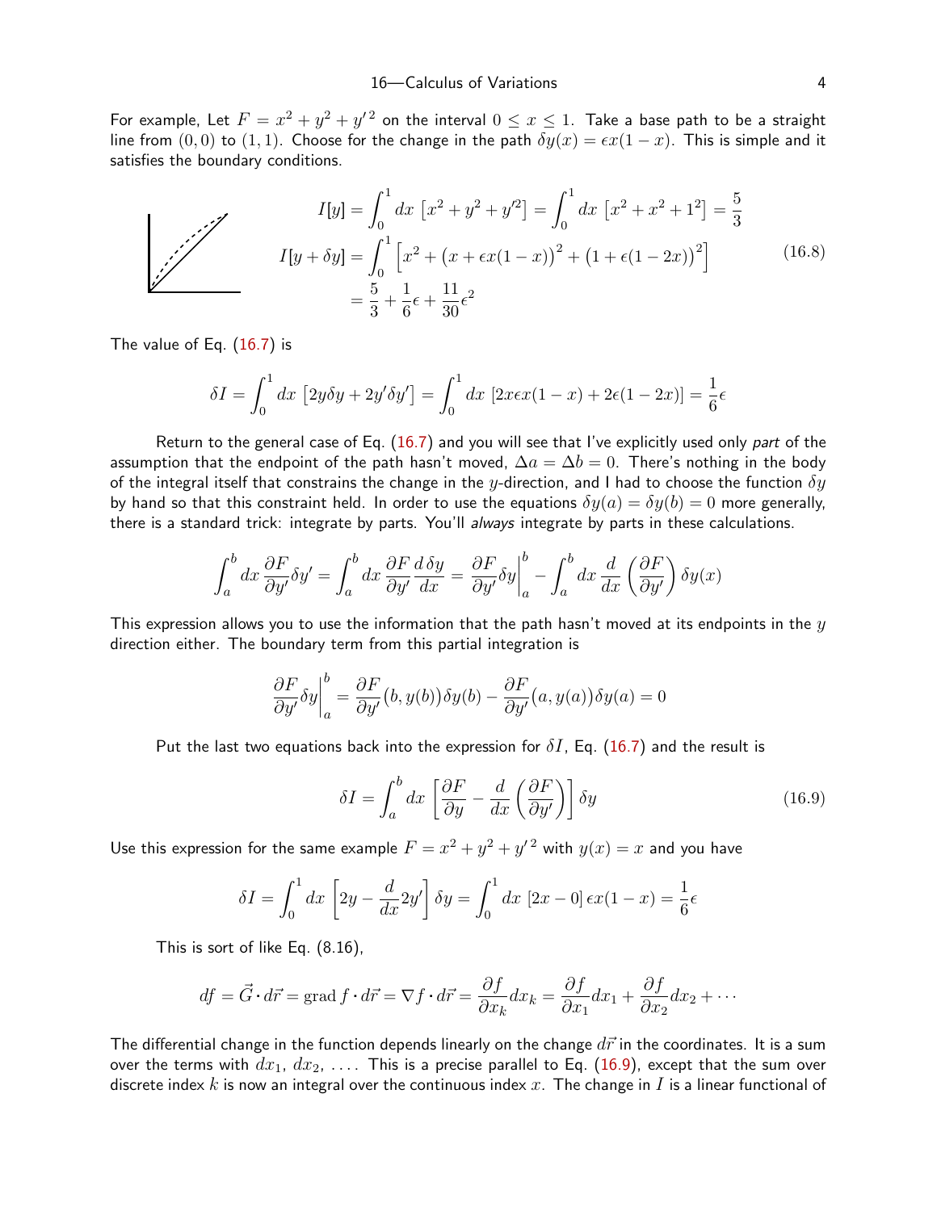For example, Let $F = x^2 + y^2 + y'^2$ on the interval $0 \le x \le 1$. Take a base path to be a straight line from $(0,0)$ to $(1,1)$. Choose for the change in the path $\delta y(x) = \epsilon x(1-x)$. This is simple and it satisfies the boundary conditions.

$$
\begin{aligned}
I[y] &= \int_0^1 dx\, \left[x^2 + y^2 + y'^2\right] = \int_0^1 dx\, \left[x^2 + x^2 + 1^2\right] = \frac{5}{3} \\
I[y+\delta y] &= \int_0^1 \left[x^2 + \big(x + \epsilon x(1-x)\big)^2 + \big(1 + \epsilon(1-2x)\big)^2\right] \\
&= \frac{5}{3} + \frac{1}{6}\epsilon + \frac{11}{30}\epsilon^2
\end{aligned}
\tag{16.8}
$$

The value of Eq. (16.7) is

$$
\delta I = \int_0^1 dx\, \left[2y\delta y + 2y'\delta y'\right] = \int_0^1 dx\, \left[2x\epsilon x(1-x) + 2\epsilon(1-2x)\right] = \frac{1}{6}\epsilon
$$

Return to the general case of Eq. (16.7) and you will see that I've explicitly used only *part* of the assumption that the endpoint of the path hasn't moved, $\Delta a = \Delta b = 0$. There's nothing in the body of the integral itself that constrains the change in the $y$-direction, and I had to choose the function $\delta y$ by hand so that this constraint held. In order to use the equations $\delta y(a) = \delta y(b) = 0$ more generally, there is a standard trick: integrate by parts. You'll *always* integrate by parts in these calculations.

$$
\int_a^b dx\, \frac{\partial F}{\partial y'}\delta y' = \int_a^b dx\, \frac{\partial F}{\partial y'}\frac{d\,\delta y}{dx} = \frac{\partial F}{\partial y'}\delta y\bigg|_a^b - \int_a^b dx\, \frac{d}{dx}\left(\frac{\partial F}{\partial y'}\right)\delta y(x)
$$

This expression allows you to use the information that the path hasn't moved at its endpoints in the $y$ direction either. The boundary term from this partial integration is

$$
\frac{\partial F}{\partial y'}\delta y\bigg|_a^b = \frac{\partial F}{\partial y'}\big(b, y(b)\big)\delta y(b) - \frac{\partial F}{\partial y'}\big(a, y(a)\big)\delta y(a) = 0
$$

Put the last two equations back into the expression for $\delta I$, Eq. (16.7) and the result is

$$
\delta I = \int_a^b dx\, \left[\frac{\partial F}{\partial y} - \frac{d}{dx}\left(\frac{\partial F}{\partial y'}\right)\right]\delta y
\tag{16.9}
$$

Use this expression for the same example $F = x^2 + y^2 + y'^2$ with $y(x) = x$ and you have

$$
\delta I = \int_0^1 dx\, \left[2y - \frac{d}{dx}2y'\right]\delta y = \int_0^1 dx\, \left[2x - 0\right]\epsilon x(1-x) = \frac{1}{6}\epsilon
$$

This is sort of like Eq. (8.16),

$$
df = \vec{G}\cdot d\vec{r} = \operatorname{grad} f\cdot d\vec{r} = \nabla f\cdot d\vec{r} = \frac{\partial f}{\partial x_k}dx_k = \frac{\partial f}{\partial x_1}dx_1 + \frac{\partial f}{\partial x_2}dx_2 + \cdots
$$

The differential change in the function depends linearly on the change $d\vec{r}$ in the coordinates. It is a sum over the terms with $dx_1$, $dx_2$, .... This is a precise parallel to Eq. (16.9), except that the sum over discrete index $k$ is now an integral over the continuous index $x$. The change in $I$ is a linear functional of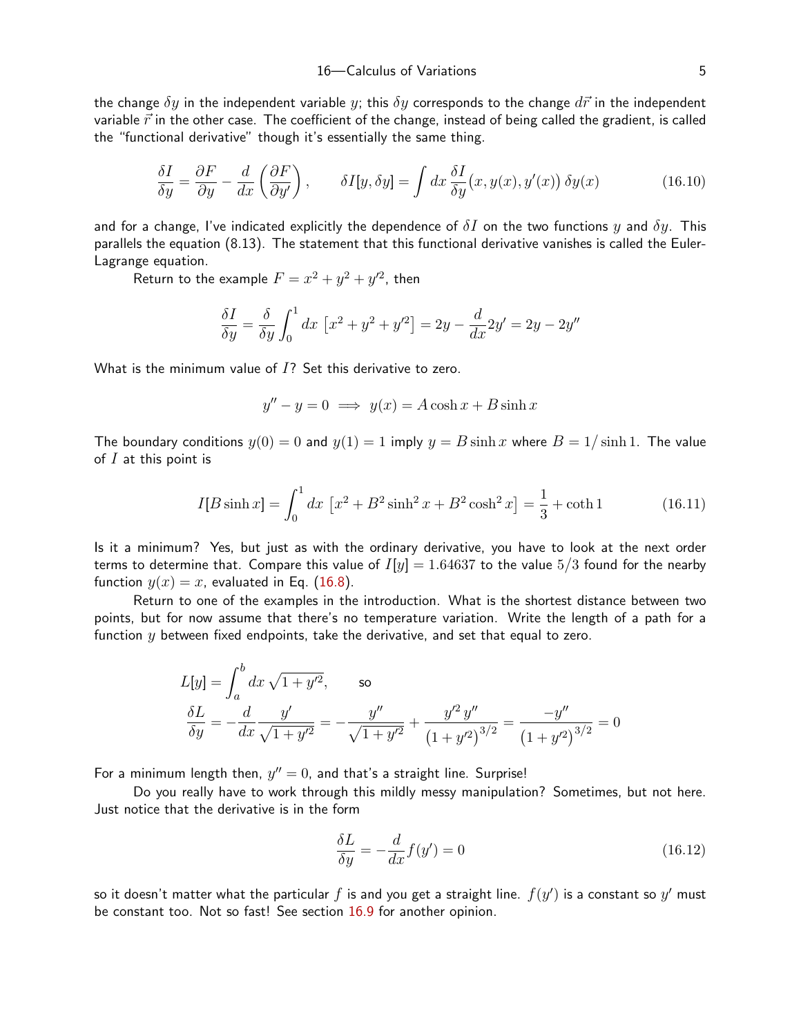the change $\delta y$ in the independent variable $y$; this $\delta y$ corresponds to the change $d\vec r$ in the independent variable $\vec r$ in the other case. The coefficient of the change, instead of being called the gradient, is called the "functional derivative" though it's essentially the same thing.

$$\frac{\delta I}{\delta y} = \frac{\partial F}{\partial y} - \frac{d}{dx}\left(\frac{\partial F}{\partial y'}\right), \qquad \delta I[y, \delta y] = \int dx\, \frac{\delta I}{\delta y}\big(x, y(x), y'(x)\big)\, \delta y(x) \tag{16.10}$$

and for a change, I've indicated explicitly the dependence of $\delta I$ on the two functions $y$ and $\delta y$. This parallels the equation (8.13). The statement that this functional derivative vanishes is called the Euler-Lagrange equation.

Return to the example $F = x^2 + y^2 + y'^2$, then

$$\frac{\delta I}{\delta y} = \frac{\delta}{\delta y}\int_0^1 dx\, \left[x^2 + y^2 + y'^2\right] = 2y - \frac{d}{dx}2y' = 2y - 2y''$$

What is the minimum value of $I$? Set this derivative to zero.

$$y'' - y = 0 \implies y(x) = A\cosh x + B\sinh x$$

The boundary conditions $y(0) = 0$ and $y(1) = 1$ imply $y = B\sinh x$ where $B = 1/\sinh 1$. The value of $I$ at this point is

$$I[B\sinh x] = \int_0^1 dx\, \left[x^2 + B^2\sinh^2 x + B^2\cosh^2 x\right] = \frac{1}{3} + \coth 1 \tag{16.11}$$

Is it a minimum? Yes, but just as with the ordinary derivative, you have to look at the next order terms to determine that. Compare this value of $I[y] = 1.64637$ to the value $5/3$ found for the nearby function $y(x) = x$, evaluated in Eq. (16.8).

Return to one of the examples in the introduction. What is the shortest distance between two points, but for now assume that there's no temperature variation. Write the length of a path for a function $y$ between fixed endpoints, take the derivative, and set that equal to zero.

$$L[y] = \int_a^b dx\, \sqrt{1 + y'^2}, \qquad \text{so}$$

$$\frac{\delta L}{\delta y} = -\frac{d}{dx}\frac{y'}{\sqrt{1+y'^2}} = -\frac{y''}{\sqrt{1+y'^2}} + \frac{y'^2\, y''}{\left(1+y'^2\right)^{3/2}} = \frac{-y''}{\left(1+y'^2\right)^{3/2}} = 0$$

For a minimum length then, $y'' = 0$, and that's a straight line. Surprise!

Do you really have to work through this mildly messy manipulation? Sometimes, but not here. Just notice that the derivative is in the form

$$\frac{\delta L}{\delta y} = -\frac{d}{dx}f(y') = 0 \tag{16.12}$$

so it doesn't matter what the particular $f$ is and you get a straight line. $f(y')$ is a constant so $y'$ must be constant too. Not so fast! See section 16.9 for another opinion.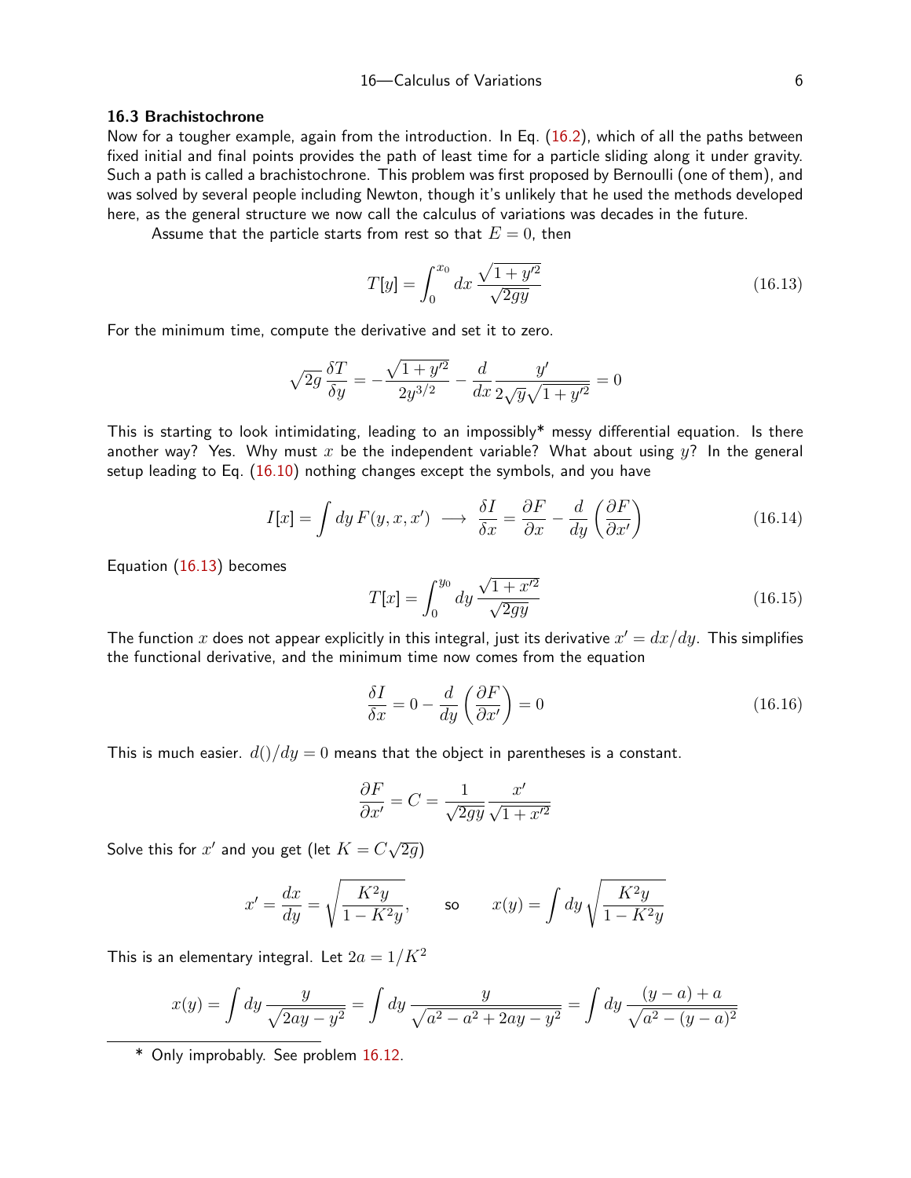### 16.3 Brachistochrone

Now for a tougher example, again from the introduction. In Eq. (16.2), which of all the paths between fixed initial and final points provides the path of least time for a particle sliding along it under gravity. Such a path is called a brachistochrone. This problem was first proposed by Bernoulli (one of them), and was solved by several people including Newton, though it's unlikely that he used the methods developed here, as the general structure we now call the calculus of variations was decades in the future.

Assume that the particle starts from rest so that $E = 0$, then

$$T[y] = \int_0^{x_0} dx\, \frac{\sqrt{1 + y'^2}}{\sqrt{2gy}} \tag{16.13}$$

For the minimum time, compute the derivative and set it to zero.

$$\sqrt{2g}\,\frac{\delta T}{\delta y} = -\frac{\sqrt{1 + y'^2}}{2y^{3/2}} - \frac{d}{dx}\frac{y'}{2\sqrt{y}\sqrt{1 + y'^2}} = 0$$

This is starting to look intimidating, leading to an impossibly* messy differential equation. Is there another way? Yes. Why must $x$ be the independent variable? What about using $y$? In the general setup leading to Eq. (16.10) nothing changes except the symbols, and you have

$$I[x] = \int dy\, F(y, x, x') \;\longrightarrow\; \frac{\delta I}{\delta x} = \frac{\partial F}{\partial x} - \frac{d}{dy}\left(\frac{\partial F}{\partial x'}\right) \tag{16.14}$$

Equation (16.13) becomes

$$T[x] = \int_0^{y_0} dy\, \frac{\sqrt{1 + x'^2}}{\sqrt{2gy}} \tag{16.15}$$

The function $x$ does not appear explicitly in this integral, just its derivative $x' = dx/dy$. This simplifies the functional derivative, and the minimum time now comes from the equation

$$\frac{\delta I}{\delta x} = 0 - \frac{d}{dy}\left(\frac{\partial F}{\partial x'}\right) = 0 \tag{16.16}$$

This is much easier. $d()/dy = 0$ means that the object in parentheses is a constant.

$$\frac{\partial F}{\partial x'} = C = \frac{1}{\sqrt{2gy}}\frac{x'}{\sqrt{1 + x'^2}}$$

Solve this for $x'$ and you get (let $K = C\sqrt{2g}$)

$$x' = \frac{dx}{dy} = \sqrt{\frac{K^2 y}{1 - K^2 y}}, \qquad \text{so} \qquad x(y) = \int dy\,\sqrt{\frac{K^2 y}{1 - K^2 y}}$$

This is an elementary integral. Let $2a = 1/K^2$

$$x(y) = \int dy\,\frac{y}{\sqrt{2ay - y^2}} = \int dy\,\frac{y}{\sqrt{a^2 - a^2 + 2ay - y^2}} = \int dy\,\frac{(y - a) + a}{\sqrt{a^2 - (y - a)^2}}$$

---

\* Only improbably. See problem 16.12.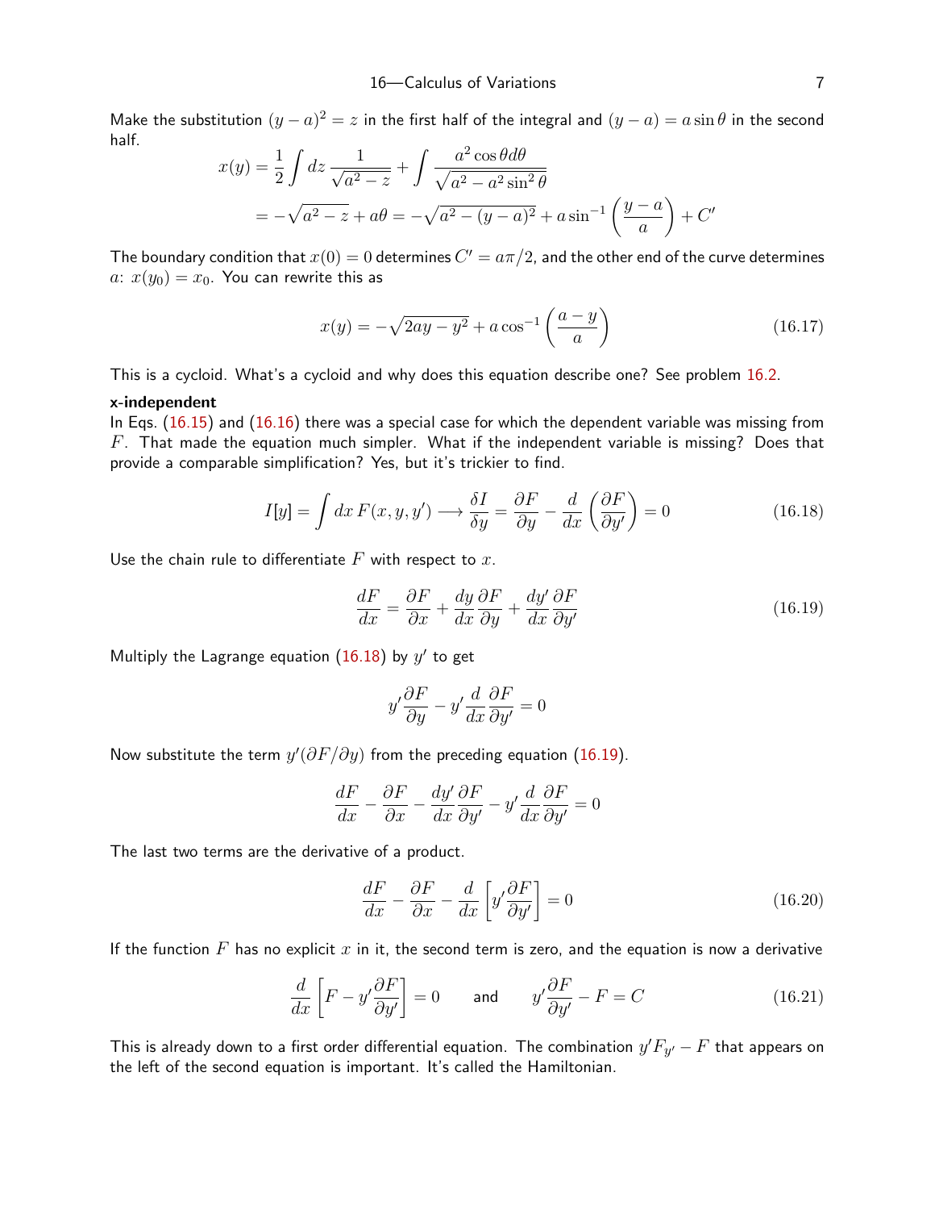Make the substitution $(y-a)^2 = z$ in the first half of the integral and $(y-a) = a\sin\theta$ in the second half.

$$
\begin{aligned}
x(y) &= \frac{1}{2}\int dz\,\frac{1}{\sqrt{a^2 - z}} + \int \frac{a^2\cos\theta d\theta}{\sqrt{a^2 - a^2\sin^2\theta}} \\
&= -\sqrt{a^2 - z} + a\theta = -\sqrt{a^2 - (y-a)^2} + a\sin^{-1}\left(\frac{y-a}{a}\right) + C'
\end{aligned}
$$

The boundary condition that $x(0) = 0$ determines $C' = a\pi/2$, and the other end of the curve determines $a$: $x(y_0) = x_0$. You can rewrite this as

$$
x(y) = -\sqrt{2ay - y^2} + a\cos^{-1}\left(\frac{a-y}{a}\right) \tag{16.17}
$$

This is a cycloid. What's a cycloid and why does this equation describe one? See problem 16.2.

**x-independent**

In Eqs. (16.15) and (16.16) there was a special case for which the dependent variable was missing from $F$. That made the equation much simpler. What if the independent variable is missing? Does that provide a comparable simplification? Yes, but it's trickier to find.

$$
I[y] = \int dx\, F(x, y, y') \longrightarrow \frac{\delta I}{\delta y} = \frac{\partial F}{\partial y} - \frac{d}{dx}\left(\frac{\partial F}{\partial y'}\right) = 0 \tag{16.18}
$$

Use the chain rule to differentiate $F$ with respect to $x$.

$$
\frac{dF}{dx} = \frac{\partial F}{\partial x} + \frac{dy}{dx}\frac{\partial F}{\partial y} + \frac{dy'}{dx}\frac{\partial F}{\partial y'} \tag{16.19}
$$

Multiply the Lagrange equation (16.18) by $y'$ to get

$$
y'\frac{\partial F}{\partial y} - y'\frac{d}{dx}\frac{\partial F}{\partial y'} = 0
$$

Now substitute the term $y'(\partial F/\partial y)$ from the preceding equation (16.19).

$$
\frac{dF}{dx} - \frac{\partial F}{\partial x} - \frac{dy'}{dx}\frac{\partial F}{\partial y'} - y'\frac{d}{dx}\frac{\partial F}{\partial y'} = 0
$$

The last two terms are the derivative of a product.

$$
\frac{dF}{dx} - \frac{\partial F}{\partial x} - \frac{d}{dx}\left[y'\frac{\partial F}{\partial y'}\right] = 0 \tag{16.20}
$$

If the function $F$ has no explicit $x$ in it, the second term is zero, and the equation is now a derivative

$$
\frac{d}{dx}\left[F - y'\frac{\partial F}{\partial y'}\right] = 0 \qquad \text{and} \qquad y'\frac{\partial F}{\partial y'} - F = C \tag{16.21}
$$

This is already down to a first order differential equation. The combination $y'F_{y'} - F$ that appears on the left of the second equation is important. It's called the Hamiltonian.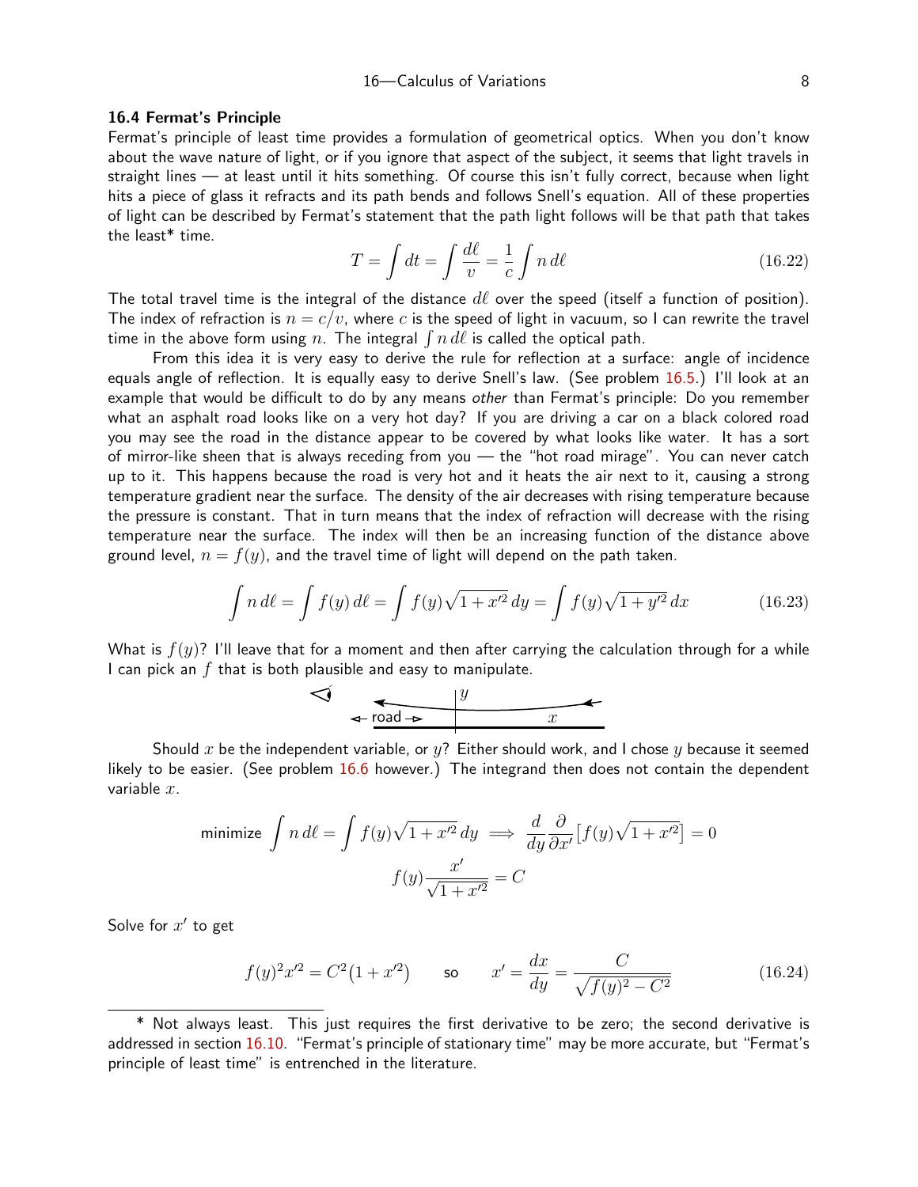### 16.4 Fermat's Principle

Fermat's principle of least time provides a formulation of geometrical optics. When you don't know about the wave nature of light, or if you ignore that aspect of the subject, it seems that light travels in straight lines — at least until it hits something. Of course this isn't fully correct, because when light hits a piece of glass it refracts and its path bends and follows Snell's equation. All of these properties of light can be described by Fermat's statement that the path light follows will be that path that takes the least* time.

$$T = \int dt = \int \frac{d\ell}{v} = \frac{1}{c}\int n\,d\ell \tag{16.22}$$

The total travel time is the integral of the distance $d\ell$ over the speed (itself a function of position). The index of refraction is $n = c/v$, where $c$ is the speed of light in vacuum, so I can rewrite the travel time in the above form using $n$. The integral $\int n\,d\ell$ is called the optical path.

From this idea it is very easy to derive the rule for reflection at a surface: angle of incidence equals angle of reflection. It is equally easy to derive Snell's law. (See problem 16.5.) I'll look at an example that would be difficult to do by any means *other* than Fermat's principle: Do you remember what an asphalt road looks like on a very hot day? If you are driving a car on a black colored road you may see the road in the distance appear to be covered by what looks like water. It has a sort of mirror-like sheen that is always receding from you — the "hot road mirage". You can never catch up to it. This happens because the road is very hot and it heats the air next to it, causing a strong temperature gradient near the surface. The density of the air decreases with rising temperature because the pressure is constant. That in turn means that the index of refraction will decrease with the rising temperature near the surface. The index will then be an increasing function of the distance above ground level, $n = f(y)$, and the travel time of light will depend on the path taken.

$$\int n\,d\ell = \int f(y)\,d\ell = \int f(y)\sqrt{1+x'^2}\,dy = \int f(y)\sqrt{1+y'^2}\,dx \tag{16.23}$$

What is $f(y)$? I'll leave that for a moment and then after carrying the calculation through for a while I can pick an $f$ that is both plausible and easy to manipulate.

Should $x$ be the independent variable, or $y$? Either should work, and I chose $y$ because it seemed likely to be easier. (See problem 16.6 however.) The integrand then does not contain the dependent variable $x$.

$$\text{minimize } \int n\,d\ell = \int f(y)\sqrt{1+x'^2}\,dy \implies \frac{d}{dy}\frac{\partial}{\partial x'}\big[f(y)\sqrt{1+x'^2}\big] = 0$$

$$f(y)\frac{x'}{\sqrt{1+x'^2}} = C$$

Solve for $x'$ to get

$$f(y)^2 x'^2 = C^2\big(1+x'^2\big) \qquad \text{so} \qquad x' = \frac{dx}{dy} = \frac{C}{\sqrt{f(y)^2 - C^2}} \tag{16.24}$$

---

\* Not always least. This just requires the first derivative to be zero; the second derivative is addressed in section 16.10. "Fermat's principle of stationary time" may be more accurate, but "Fermat's principle of least time" is entrenched in the literature.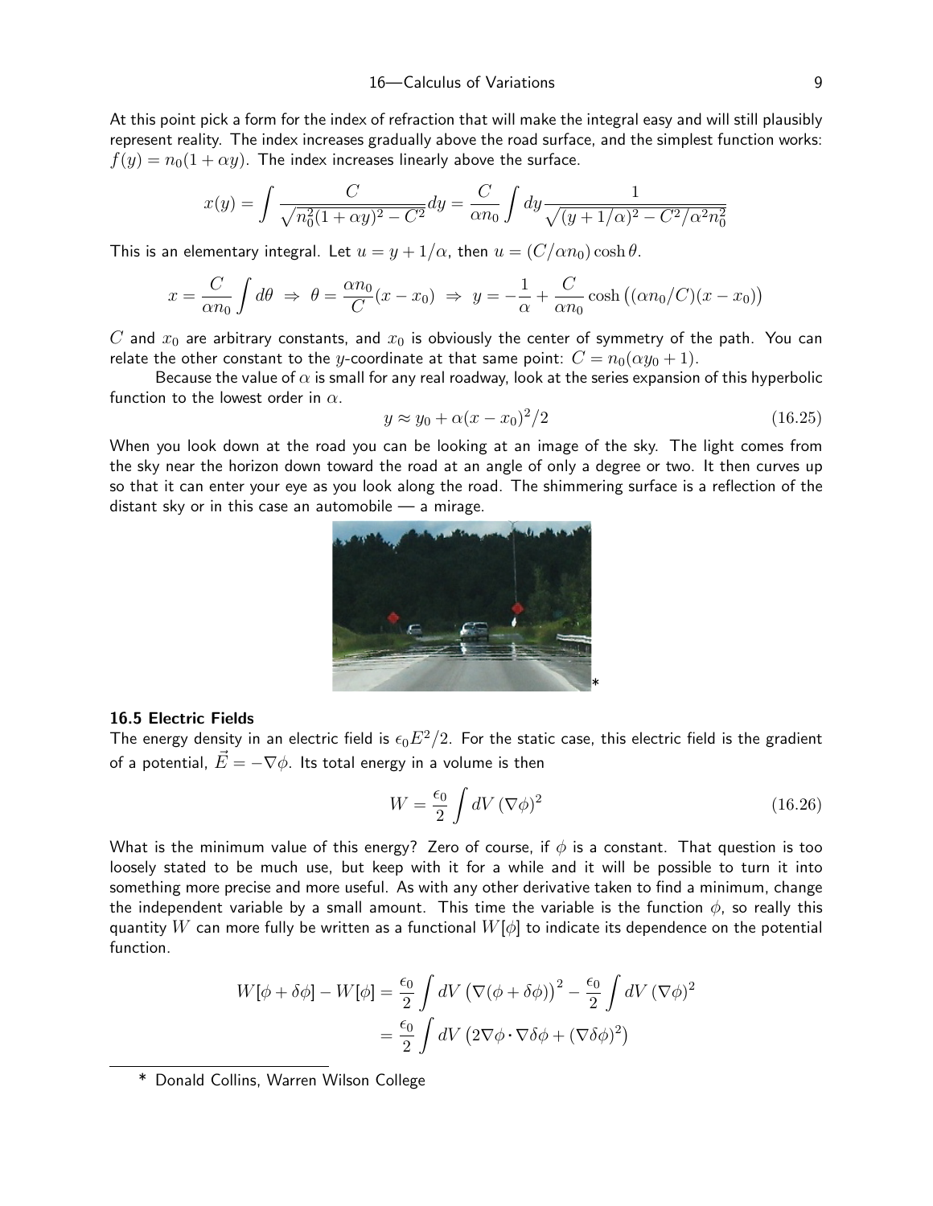At this point pick a form for the index of refraction that will make the integral easy and will still plausibly represent reality. The index increases gradually above the road surface, and the simplest function works: $f(y) = n_0(1 + \alpha y)$. The index increases linearly above the surface.

$$x(y) = \int \frac{C}{\sqrt{n_0^2(1+\alpha y)^2 - C^2}} dy = \frac{C}{\alpha n_0} \int dy \frac{1}{\sqrt{(y + 1/\alpha)^2 - C^2/\alpha^2 n_0^2}}$$

This is an elementary integral. Let $u = y + 1/\alpha$, then $u = (C/\alpha n_0)\cosh\theta$.

$$x = \frac{C}{\alpha n_0} \int d\theta \;\Rightarrow\; \theta = \frac{\alpha n_0}{C}(x - x_0) \;\Rightarrow\; y = -\frac{1}{\alpha} + \frac{C}{\alpha n_0} \cosh\big((\alpha n_0/C)(x - x_0)\big)$$

$C$ and $x_0$ are arbitrary constants, and $x_0$ is obviously the center of symmetry of the path. You can relate the other constant to the $y$-coordinate at that same point: $C = n_0(\alpha y_0 + 1)$.

Because the value of $\alpha$ is small for any real roadway, look at the series expansion of this hyperbolic function to the lowest order in $\alpha$.

$$y \approx y_0 + \alpha(x - x_0)^2/2 \tag{16.25}$$

When you look down at the road you can be looking at an image of the sky. The light comes from the sky near the horizon down toward the road at an angle of only a degree or two. It then curves up so that it can enter your eye as you look along the road. The shimmering surface is a reflection of the distant sky or in this case an automobile — a mirage.

*

### 16.5 Electric Fields

The energy density in an electric field is $\epsilon_0 E^2/2$. For the static case, this electric field is the gradient of a potential, $\vec{E} = -\nabla\phi$. Its total energy in a volume is then

$$W = \frac{\epsilon_0}{2} \int dV\, (\nabla\phi)^2 \tag{16.26}$$

What is the minimum value of this energy? Zero of course, if $\phi$ is a constant. That question is too loosely stated to be much use, but keep with it for a while and it will be possible to turn it into something more precise and more useful. As with any other derivative taken to find a minimum, change the independent variable by a small amount. This time the variable is the function $\phi$, so really this quantity $W$ can more fully be written as a functional $W[\phi]$ to indicate its dependence on the potential function.

$$\begin{aligned} W[\phi + \delta\phi] - W[\phi] &= \frac{\epsilon_0}{2} \int dV \left(\nabla(\phi + \delta\phi)\right)^2 - \frac{\epsilon_0}{2} \int dV\, (\nabla\phi)^2 \\ &= \frac{\epsilon_0}{2} \int dV \left(2\nabla\phi \cdot \nabla\delta\phi + (\nabla\delta\phi)^2\right) \end{aligned}$$

* Donald Collins, Warren Wilson College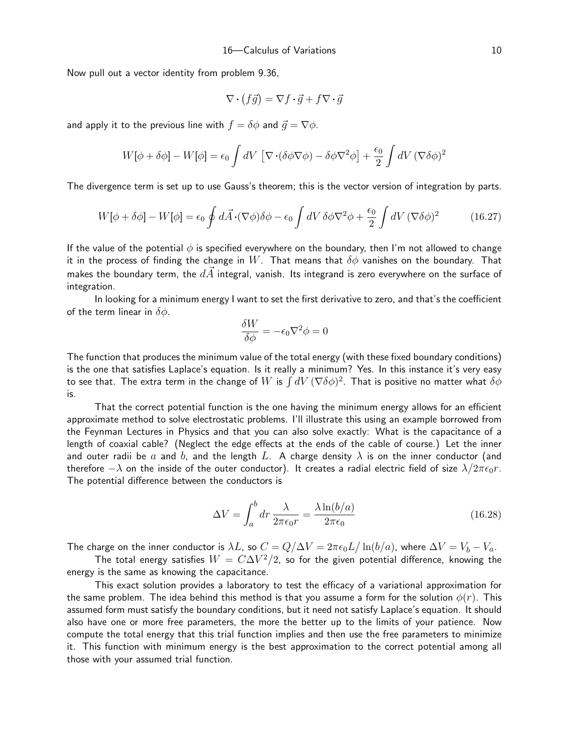Now pull out a vector identity from problem 9.36,

$$\nabla \cdot (f\vec{g}) = \nabla f \cdot \vec{g} + f \nabla \cdot \vec{g}$$

and apply it to the previous line with $f = \delta\phi$ and $\vec{g} = \nabla\phi$.

$$W[\phi + \delta\phi] - W[\phi] = \epsilon_0 \int dV \, \left[\nabla \cdot (\delta\phi \nabla\phi) - \delta\phi \nabla^2 \phi\right] + \frac{\epsilon_0}{2} \int dV \, (\nabla \delta\phi)^2$$

The divergence term is set up to use Gauss's theorem; this is the vector version of integration by parts.

$$W[\phi + \delta\phi] - W[\phi] = \epsilon_0 \oint d\vec{A} \cdot (\nabla\phi)\delta\phi - \epsilon_0 \int dV \, \delta\phi \nabla^2 \phi + \frac{\epsilon_0}{2} \int dV \, (\nabla \delta\phi)^2 \tag{16.27}$$

If the value of the potential $\phi$ is specified everywhere on the boundary, then I'm not allowed to change it in the process of finding the change in $W$. That means that $\delta\phi$ vanishes on the boundary. That makes the boundary term, the $d\vec{A}$ integral, vanish. Its integrand is zero everywhere on the surface of integration.

In looking for a minimum energy I want to set the first derivative to zero, and that's the coefficient of the term linear in $\delta\phi$.

$$\frac{\delta W}{\delta \phi} = -\epsilon_0 \nabla^2 \phi = 0$$

The function that produces the minimum value of the total energy (with these fixed boundary conditions) is the one that satisfies Laplace's equation. Is it really a minimum? Yes. In this instance it's very easy to see that. The extra term in the change of $W$ is $\int dV \, (\nabla \delta\phi)^2$. That is positive no matter what $\delta\phi$ is.

That the correct potential function is the one having the minimum energy allows for an efficient approximate method to solve electrostatic problems. I'll illustrate this using an example borrowed from the Feynman Lectures in Physics and that you can also solve exactly: What is the capacitance of a length of coaxial cable? (Neglect the edge effects at the ends of the cable of course.) Let the inner and outer radii be $a$ and $b$, and the length $L$. A charge density $\lambda$ is on the inner conductor (and therefore $-\lambda$ on the inside of the outer conductor). It creates a radial electric field of size $\lambda/2\pi\epsilon_0 r$. The potential difference between the conductors is

$$\Delta V = \int_a^b dr \, \frac{\lambda}{2\pi\epsilon_0 r} = \frac{\lambda \ln(b/a)}{2\pi\epsilon_0} \tag{16.28}$$

The charge on the inner conductor is $\lambda L$, so $C = Q/\Delta V = 2\pi\epsilon_0 L / \ln(b/a)$, where $\Delta V = V_b - V_a$.

The total energy satisfies $W = C\Delta V^2/2$, so for the given potential difference, knowing the energy is the same as knowing the capacitance.

This exact solution provides a laboratory to test the efficacy of a variational approximation for the same problem. The idea behind this method is that you assume a form for the solution $\phi(r)$. This assumed form must satisfy the boundary conditions, but it need not satisfy Laplace's equation. It should also have one or more free parameters, the more the better up to the limits of your patience. Now compute the total energy that this trial function implies and then use the free parameters to minimize it. This function with minimum energy is the best approximation to the correct potential among all those with your assumed trial function.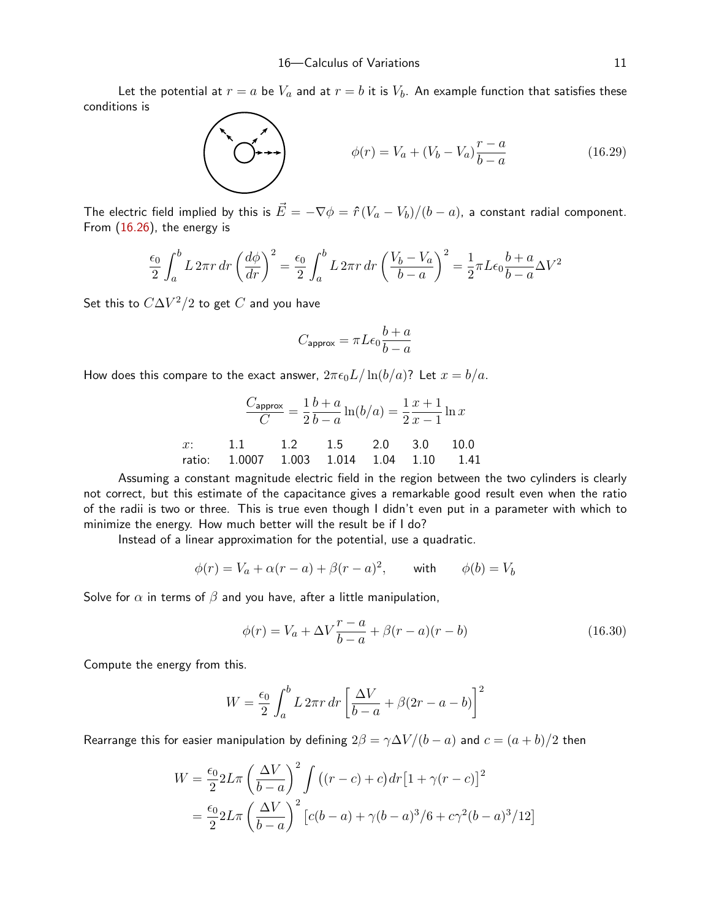Let the potential at $r = a$ be $V_a$ and at $r = b$ it is $V_b$. An example function that satisfies these conditions is

$$\phi(r) = V_a + (V_b - V_a)\frac{r-a}{b-a} \tag{16.29}$$

The electric field implied by this is $\vec{E} = -\nabla\phi = \hat{r}\,(V_a - V_b)/(b-a)$, a constant radial component. From (16.26), the energy is

$$\frac{\epsilon_0}{2}\int_a^b L\,2\pi r\,dr\left(\frac{d\phi}{dr}\right)^2 = \frac{\epsilon_0}{2}\int_a^b L\,2\pi r\,dr\left(\frac{V_b - V_a}{b-a}\right)^2 = \frac{1}{2}\pi L\epsilon_0\frac{b+a}{b-a}\Delta V^2$$

Set this to $C\Delta V^2/2$ to get $C$ and you have

$$C_{\text{approx}} = \pi L\epsilon_0\frac{b+a}{b-a}$$

How does this compare to the exact answer, $2\pi\epsilon_0 L/\ln(b/a)$? Let $x = b/a$.

$$\frac{C_{\text{approx}}}{C} = \frac{1}{2}\frac{b+a}{b-a}\ln(b/a) = \frac{1}{2}\frac{x+1}{x-1}\ln x$$

| $x$: | 1.1 | 1.2 | 1.5 | 2.0 | 3.0 | 10.0 |
|---|---|---|---|---|---|---|
| ratio: | 1.0007 | 1.003 | 1.014 | 1.04 | 1.10 | 1.41 |

Assuming a constant magnitude electric field in the region between the two cylinders is clearly not correct, but this estimate of the capacitance gives a remarkable good result even when the ratio of the radii is two or three. This is true even though I didn't even put in a parameter with which to minimize the energy. How much better will the result be if I do?

Instead of a linear approximation for the potential, use a quadratic.

$$\phi(r) = V_a + \alpha(r-a) + \beta(r-a)^2, \qquad \text{with} \qquad \phi(b) = V_b$$

Solve for $\alpha$ in terms of $\beta$ and you have, after a little manipulation,

$$\phi(r) = V_a + \Delta V\frac{r-a}{b-a} + \beta(r-a)(r-b) \tag{16.30}$$

Compute the energy from this.

$$W = \frac{\epsilon_0}{2}\int_a^b L\,2\pi r\,dr\left[\frac{\Delta V}{b-a} + \beta(2r-a-b)\right]^2$$

Rearrange this for easier manipulation by defining $2\beta = \gamma\Delta V/(b-a)$ and $c = (a+b)/2$ then

$$\begin{aligned}
W &= \frac{\epsilon_0}{2}2L\pi\left(\frac{\Delta V}{b-a}\right)^2\int\big((r-c)+c\big)dr\big[1+\gamma(r-c)\big]^2 \\
&= \frac{\epsilon_0}{2}2L\pi\left(\frac{\Delta V}{b-a}\right)^2\big[c(b-a) + \gamma(b-a)^3/6 + c\gamma^2(b-a)^3/12\big]
\end{aligned}$$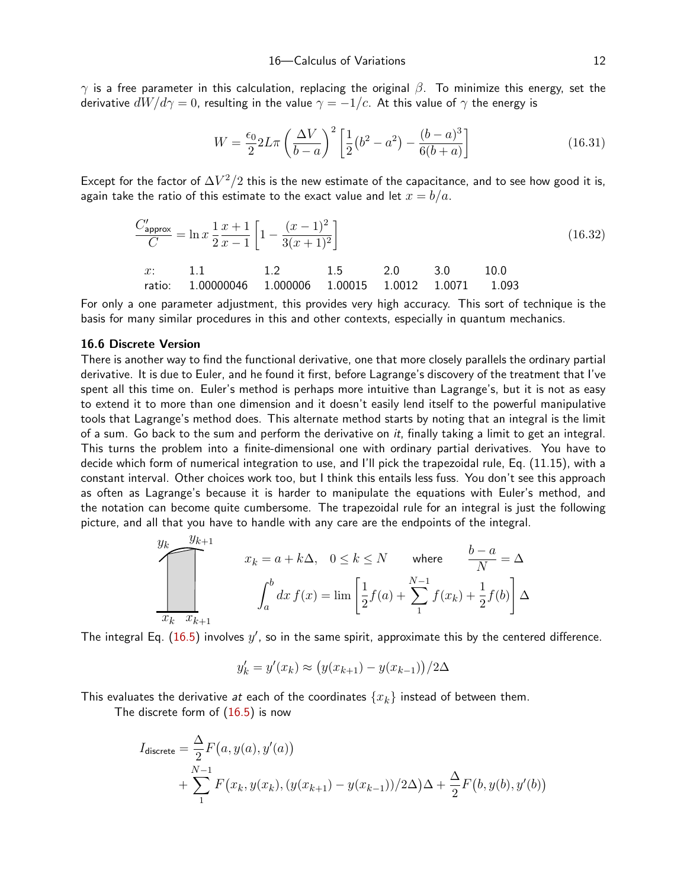$\gamma$ is a free parameter in this calculation, replacing the original $\beta$. To minimize this energy, set the derivative $dW/d\gamma = 0$, resulting in the value $\gamma = -1/c$. At this value of $\gamma$ the energy is

$$W = \frac{\epsilon_0}{2} 2L\pi \left(\frac{\Delta V}{b-a}\right)^2 \left[\frac{1}{2}(b^2 - a^2) - \frac{(b-a)^3}{6(b+a)}\right] \tag{16.31}$$

Except for the factor of $\Delta V^2/2$ this is the new estimate of the capacitance, and to see how good it is, again take the ratio of this estimate to the exact value and let $x = b/a$.

$$\frac{C'_{\text{approx}}}{C} = \ln x \, \frac{1}{2}\frac{x+1}{x-1}\left[1 - \frac{(x-1)^2}{3(x+1)^2}\right] \tag{16.32}$$

| $x$: | 1.1 | 1.2 | 1.5 | 2.0 | 3.0 | 10.0 |
|---|---|---|---|---|---|---|
| ratio: | 1.00000046 | 1.000006 | 1.00015 | 1.0012 | 1.0071 | 1.093 |

For only a one parameter adjustment, this provides very high accuracy. This sort of technique is the basis for many similar procedures in this and other contexts, especially in quantum mechanics.

### 16.6 Discrete Version

There is another way to find the functional derivative, one that more closely parallels the ordinary partial derivative. It is due to Euler, and he found it first, before Lagrange's discovery of the treatment that I've spent all this time on. Euler's method is perhaps more intuitive than Lagrange's, but it is not as easy to extend it to more than one dimension and it doesn't easily lend itself to the powerful manipulative tools that Lagrange's method does. This alternate method starts by noting that an integral is the limit of a sum. Go back to the sum and perform the derivative on *it*, finally taking a limit to get an integral. This turns the problem into a finite-dimensional one with ordinary partial derivatives. You have to decide which form of numerical integration to use, and I'll pick the trapezoidal rule, Eq. (11.15), with a constant interval. Other choices work too, but I think this entails less fuss. You don't see this approach as often as Lagrange's because it is harder to manipulate the equations with Euler's method, and the notation can become quite cumbersome. The trapezoidal rule for an integral is just the following picture, and all that you have to handle with any care are the endpoints of the integral.

$$x_k = a + k\Delta, \quad 0 \le k \le N \qquad \text{where} \qquad \frac{b-a}{N} = \Delta$$

$$\int_a^b dx\, f(x) = \lim \left[\frac{1}{2}f(a) + \sum_1^{N-1} f(x_k) + \frac{1}{2}f(b)\right]\Delta$$

The integral Eq. (16.5) involves $y'$, so in the same spirit, approximate this by the centered difference.

$$y'_k = y'(x_k) \approx \big(y(x_{k+1}) - y(x_{k-1})\big)/2\Delta$$

This evaluates the derivative *at* each of the coordinates $\{x_k\}$ instead of between them.

The discrete form of (16.5) is now

$$I_{\text{discrete}} = \frac{\Delta}{2}F\big(a, y(a), y'(a)\big) + \sum_1^{N-1} F\big(x_k, y(x_k), (y(x_{k+1}) - y(x_{k-1}))/2\Delta\big)\Delta + \frac{\Delta}{2}F\big(b, y(b), y'(b)\big)$$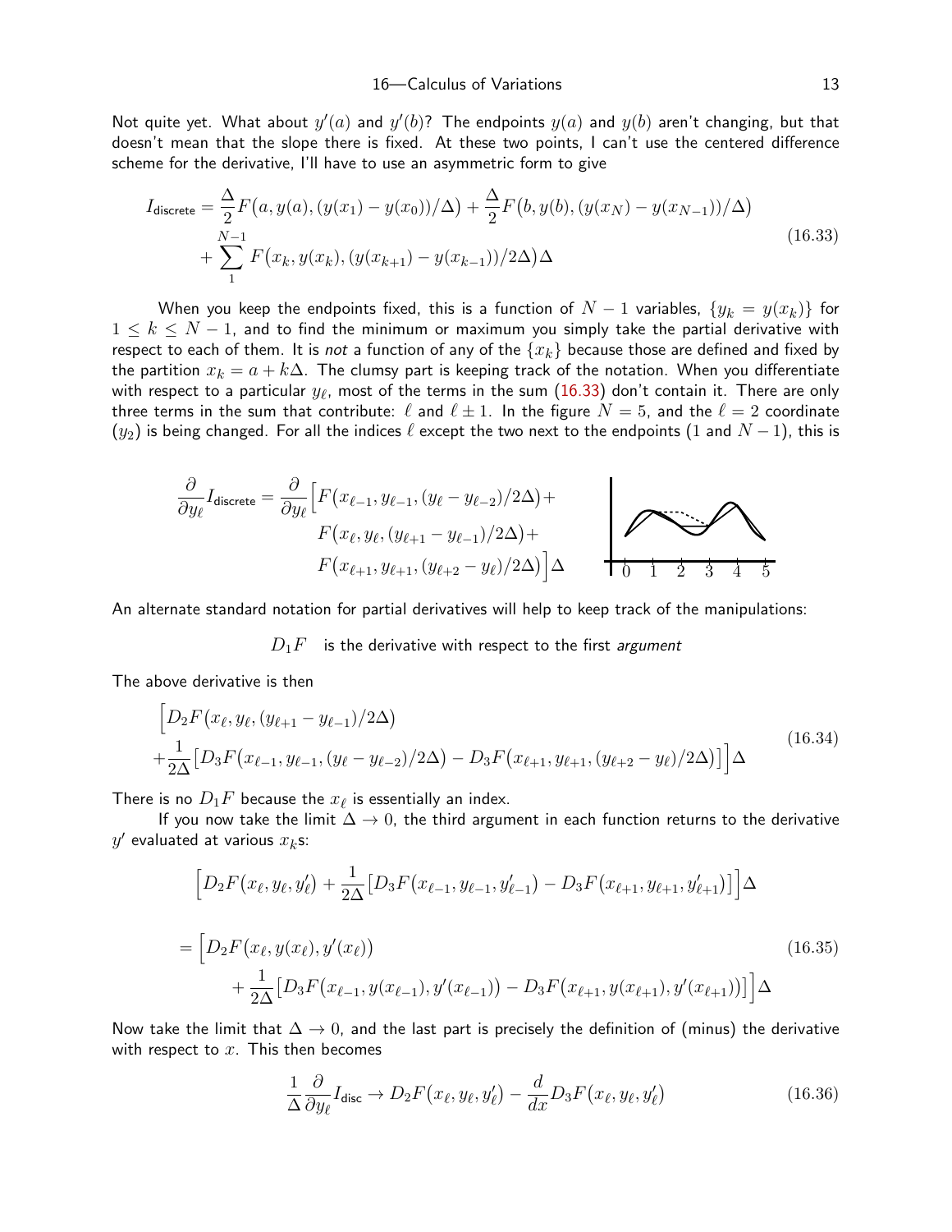Not quite yet. What about $y'(a)$ and $y'(b)$? The endpoints $y(a)$ and $y(b)$ aren't changing, but that doesn't mean that the slope there is fixed. At these two points, I can't use the centered difference scheme for the derivative, I'll have to use an asymmetric form to give

$$
\begin{aligned}
I_{\text{discrete}} &= \frac{\Delta}{2} F\big(a, y(a), (y(x_1) - y(x_0))/\Delta\big) + \frac{\Delta}{2} F\big(b, y(b), (y(x_N) - y(x_{N-1}))/\Delta\big) \\
&\quad + \sum_{1}^{N-1} F\big(x_k, y(x_k), (y(x_{k+1}) - y(x_{k-1}))/2\Delta\big)\Delta
\end{aligned}
\tag{16.33}
$$

When you keep the endpoints fixed, this is a function of $N-1$ variables, $\{y_k = y(x_k)\}$ for $1 \le k \le N-1$, and to find the minimum or maximum you simply take the partial derivative with respect to each of them. It is *not* a function of any of the $\{x_k\}$ because those are defined and fixed by the partition $x_k = a + k\Delta$. The clumsy part is keeping track of the notation. When you differentiate with respect to a particular $y_\ell$, most of the terms in the sum (16.33) don't contain it. There are only three terms in the sum that contribute: $\ell$ and $\ell \pm 1$. In the figure $N = 5$, and the $\ell = 2$ coordinate ($y_2$) is being changed. For all the indices $\ell$ except the two next to the endpoints ($1$ and $N-1$), this is

$$
\begin{aligned}
\frac{\partial}{\partial y_\ell} I_{\text{discrete}} = \frac{\partial}{\partial y_\ell} \Big[ &F\big(x_{\ell-1}, y_{\ell-1}, (y_\ell - y_{\ell-2})/2\Delta\big) + \\
&F\big(x_\ell, y_\ell, (y_{\ell+1} - y_{\ell-1})/2\Delta\big) + \\
&F\big(x_{\ell+1}, y_{\ell+1}, (y_{\ell+2} - y_\ell)/2\Delta\big)\Big]\Delta
\end{aligned}
$$

An alternate standard notation for partial derivatives will help to keep track of the manipulations:

$D_1 F$ is the derivative with respect to the first *argument*

The above derivative is then

$$
\begin{aligned}
&\Big[D_2 F\big(x_\ell, y_\ell, (y_{\ell+1} - y_{\ell-1})/2\Delta\big) \\
&+ \frac{1}{2\Delta}\big[D_3 F\big(x_{\ell-1}, y_{\ell-1}, (y_\ell - y_{\ell-2})/2\Delta\big) - D_3 F\big(x_{\ell+1}, y_{\ell+1}, (y_{\ell+2} - y_\ell)/2\Delta\big)\big]\Big]\Delta
\end{aligned}
\tag{16.34}
$$

There is no $D_1 F$ because the $x_\ell$ is essentially an index.

If you now take the limit $\Delta \to 0$, the third argument in each function returns to the derivative $y'$ evaluated at various $x_k$s:

$$
\begin{aligned}
&\Big[D_2 F\big(x_\ell, y_\ell, y'_\ell\big) + \frac{1}{2\Delta}\big[D_3 F\big(x_{\ell-1}, y_{\ell-1}, y'_{\ell-1}\big) - D_3 F\big(x_{\ell+1}, y_{\ell+1}, y'_{\ell+1}\big)\big]\Big]\Delta \\
&= \Big[D_2 F\big(x_\ell, y(x_\ell), y'(x_\ell)\big) \\
&\qquad + \frac{1}{2\Delta}\big[D_3 F\big(x_{\ell-1}, y(x_{\ell-1}), y'(x_{\ell-1})\big) - D_3 F\big(x_{\ell+1}, y(x_{\ell+1}), y'(x_{\ell+1})\big)\big]\Big]\Delta
\end{aligned}
\tag{16.35}
$$

Now take the limit that $\Delta \to 0$, and the last part is precisely the definition of (minus) the derivative with respect to $x$. This then becomes

$$
\frac{1}{\Delta}\frac{\partial}{\partial y_\ell} I_{\text{disc}} \to D_2 F\big(x_\ell, y_\ell, y'_\ell\big) - \frac{d}{dx} D_3 F\big(x_\ell, y_\ell, y'_\ell\big)
\tag{16.36}
$$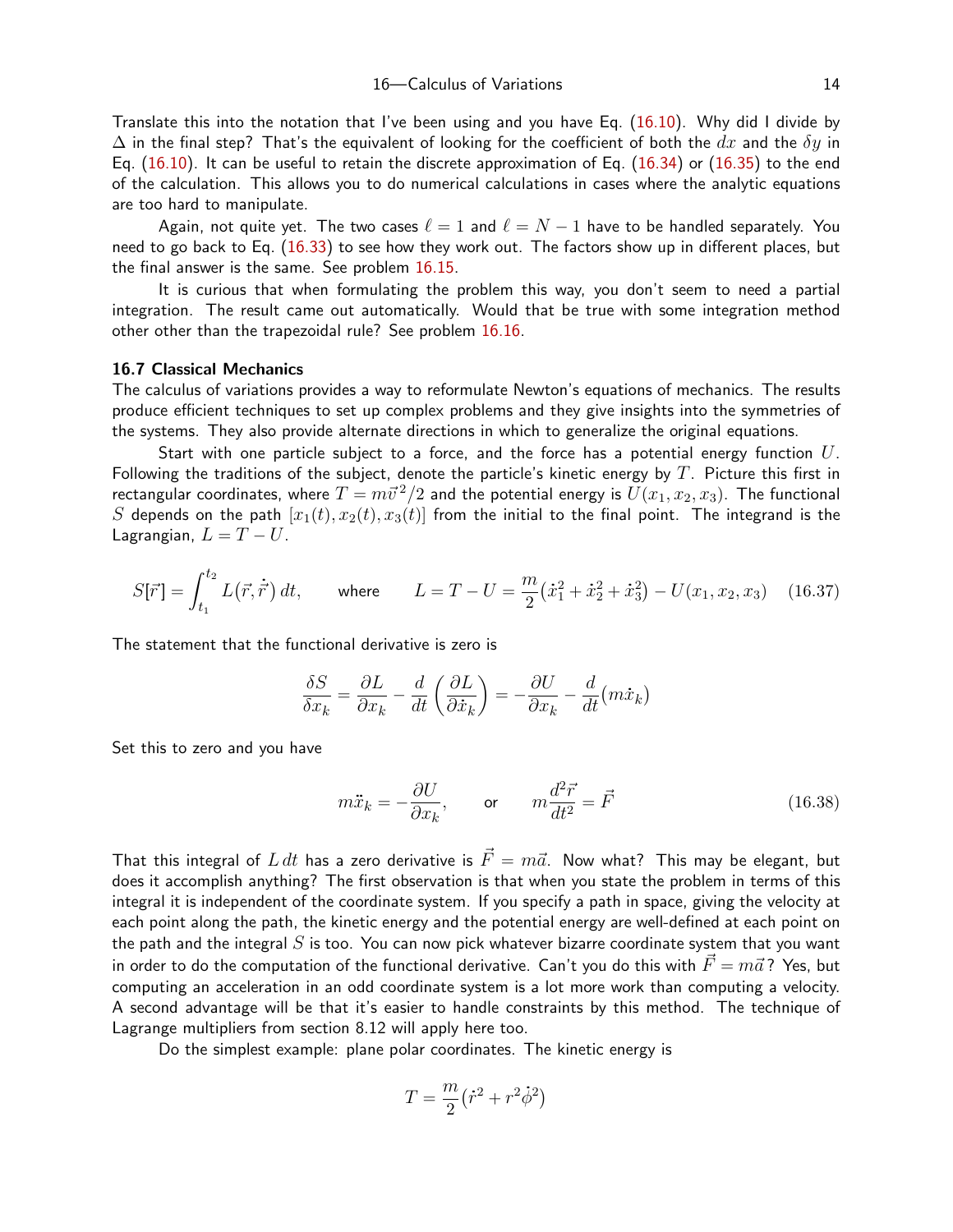Translate this into the notation that I've been using and you have Eq. (16.10). Why did I divide by $\Delta$ in the final step? That's the equivalent of looking for the coefficient of both the $dx$ and the $\delta y$ in Eq. (16.10). It can be useful to retain the discrete approximation of Eq. (16.34) or (16.35) to the end of the calculation. This allows you to do numerical calculations in cases where the analytic equations are too hard to manipulate.

Again, not quite yet. The two cases $\ell = 1$ and $\ell = N - 1$ have to be handled separately. You need to go back to Eq. (16.33) to see how they work out. The factors show up in different places, but the final answer is the same. See problem 16.15.

It is curious that when formulating the problem this way, you don't seem to need a partial integration. The result came out automatically. Would that be true with some integration method other other than the trapezoidal rule? See problem 16.16.

### 16.7 Classical Mechanics

The calculus of variations provides a way to reformulate Newton's equations of mechanics. The results produce efficient techniques to set up complex problems and they give insights into the symmetries of the systems. They also provide alternate directions in which to generalize the original equations.

Start with one particle subject to a force, and the force has a potential energy function $U$. Following the traditions of the subject, denote the particle's kinetic energy by $T$. Picture this first in rectangular coordinates, where $T = m\vec{v}^{\,2}/2$ and the potential energy is $U(x_1, x_2, x_3)$. The functional $S$ depends on the path $[x_1(t), x_2(t), x_3(t)]$ from the initial to the final point. The integrand is the Lagrangian, $L = T - U$.

$$S[\vec{r}\,] = \int_{t_1}^{t_2} L\big(\vec{r}, \dot{\vec{r}}\,\big)\, dt, \qquad \text{where} \qquad L = T - U = \frac{m}{2}\big(\dot{x}_1^2 + \dot{x}_2^2 + \dot{x}_3^2\big) - U(x_1, x_2, x_3) \tag{16.37}$$

The statement that the functional derivative is zero is

$$\frac{\delta S}{\delta x_k} = \frac{\partial L}{\partial x_k} - \frac{d}{dt}\left(\frac{\partial L}{\partial \dot{x}_k}\right) = -\frac{\partial U}{\partial x_k} - \frac{d}{dt}(m\dot{x}_k)$$

Set this to zero and you have

$$m\ddot{x}_k = -\frac{\partial U}{\partial x_k}, \qquad \text{or} \qquad m\frac{d^2\vec{r}}{dt^2} = \vec{F} \tag{16.38}$$

That this integral of $L\,dt$ has a zero derivative is $\vec{F} = m\vec{a}$. Now what? This may be elegant, but does it accomplish anything? The first observation is that when you state the problem in terms of this integral it is independent of the coordinate system. If you specify a path in space, giving the velocity at each point along the path, the kinetic energy and the potential energy are well-defined at each point on the path and the integral $S$ is too. You can now pick whatever bizarre coordinate system that you want in order to do the computation of the functional derivative. Can't you do this with $\vec{F} = m\vec{a}$? Yes, but computing an acceleration in an odd coordinate system is a lot more work than computing a velocity. A second advantage will be that it's easier to handle constraints by this method. The technique of Lagrange multipliers from section 8.12 will apply here too.

Do the simplest example: plane polar coordinates. The kinetic energy is

$$T = \frac{m}{2}\big(\dot{r}^2 + r^2\dot{\phi}^2\big)$$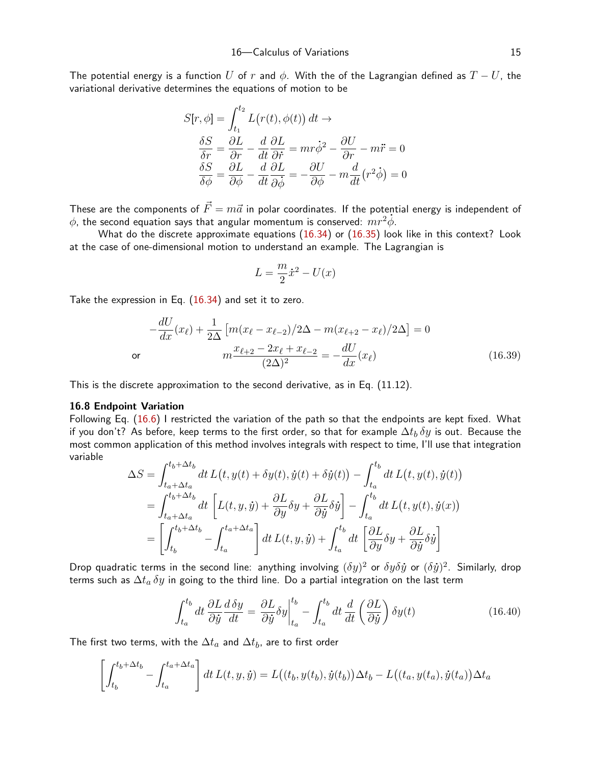The potential energy is a function $U$ of $r$ and $\phi$. With the of the Lagrangian defined as $T - U$, the variational derivative determines the equations of motion to be

$$
\begin{aligned}
S[r,\phi] &= \int_{t_1}^{t_2} L\big(r(t),\phi(t)\big)\,dt \to \\
\frac{\delta S}{\delta r} &= \frac{\partial L}{\partial r} - \frac{d}{dt}\frac{\partial L}{\partial \dot r} = mr\dot\phi^2 - \frac{\partial U}{\partial r} - m\ddot r = 0 \\
\frac{\delta S}{\delta \phi} &= \frac{\partial L}{\partial \phi} - \frac{d}{dt}\frac{\partial L}{\partial \dot\phi} = -\frac{\partial U}{\partial \phi} - m\frac{d}{dt}\big(r^2\dot\phi\big) = 0
\end{aligned}
$$

These are the components of $\vec F = m\vec a$ in polar coordinates. If the potential energy is independent of $\phi$, the second equation says that angular momentum is conserved: $mr^2\dot\phi$.

What do the discrete approximate equations (16.34) or (16.35) look like in this context? Look at the case of one-dimensional motion to understand an example. The Lagrangian is

$$
L = \frac{m}{2}\dot x^2 - U(x)
$$

Take the expression in Eq. (16.34) and set it to zero.

$$
-\frac{dU}{dx}(x_\ell) + \frac{1}{2\Delta}\Big[m(x_\ell - x_{\ell-2})/2\Delta - m(x_{\ell+2} - x_\ell)/2\Delta\Big] = 0
$$

or

$$
m\frac{x_{\ell+2} - 2x_\ell + x_{\ell-2}}{(2\Delta)^2} = -\frac{dU}{dx}(x_\ell) \tag{16.39}
$$

This is the discrete approximation to the second derivative, as in Eq. (11.12).

### 16.8 Endpoint Variation

Following Eq. (16.6) I restricted the variation of the path so that the endpoints are kept fixed. What if you don't? As before, keep terms to the first order, so that for example $\Delta t_b\,\delta y$ is out. Because the most common application of this method involves integrals with respect to time, I'll use that integration variable

$$
\begin{aligned}
\Delta S &= \int_{t_a+\Delta t_a}^{t_b+\Delta t_b} dt\, L\big(t, y(t)+\delta y(t), \dot y(t)+\delta\dot y(t)\big) - \int_{t_a}^{t_b} dt\, L\big(t, y(t), \dot y(t)\big) \\
&= \int_{t_a+\Delta t_a}^{t_b+\Delta t_b} dt\, \left[L(t,y,\dot y) + \frac{\partial L}{\partial y}\delta y + \frac{\partial L}{\partial \dot y}\delta\dot y\right] - \int_{t_a}^{t_b} dt\, L\big(t, y(t), \dot y(x)\big) \\
&= \left[\int_{t_b}^{t_b+\Delta t_b} - \int_{t_a}^{t_a+\Delta t_a}\right] dt\, L(t,y,\dot y) + \int_{t_a}^{t_b} dt\, \left[\frac{\partial L}{\partial y}\delta y + \frac{\partial L}{\partial \dot y}\delta\dot y\right]
\end{aligned}
$$

Drop quadratic terms in the second line: anything involving $(\delta y)^2$ or $\delta y\delta\dot y$ or $(\delta\dot y)^2$. Similarly, drop terms such as $\Delta t_a\,\delta y$ in going to the third line. Do a partial integration on the last term

$$
\int_{t_a}^{t_b} dt\, \frac{\partial L}{\partial \dot y}\frac{d\,\delta y}{dt} = \frac{\partial L}{\partial \dot y}\delta y\bigg|_{t_a}^{t_b} - \int_{t_a}^{t_b} dt\, \frac{d}{dt}\left(\frac{\partial L}{\partial \dot y}\right)\delta y(t) \tag{16.40}
$$

The first two terms, with the $\Delta t_a$ and $\Delta t_b$, are to first order

$$
\left[\int_{t_b}^{t_b+\Delta t_b} - \int_{t_a}^{t_a+\Delta t_a}\right] dt\, L(t,y,\dot y) = L\big((t_b, y(t_b), \dot y(t_b)\big)\Delta t_b - L\big((t_a, y(t_a), \dot y(t_a)\big)\Delta t_a
$$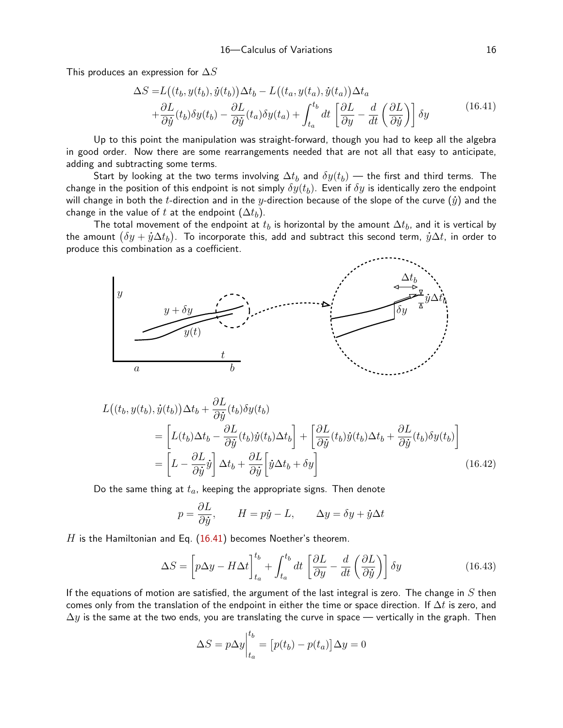This produces an expression for $\Delta S$

$$
\begin{aligned}
\Delta S =& L\big((t_b, y(t_b)), \dot{y}(t_b)\big)\Delta t_b - L\big((t_a, y(t_a)), \dot{y}(t_a)\big)\Delta t_a \\
&+ \frac{\partial L}{\partial \dot{y}}(t_b)\delta y(t_b) - \frac{\partial L}{\partial \dot{y}}(t_a)\delta y(t_a) + \int_{t_a}^{t_b} dt\, \left[\frac{\partial L}{\partial y} - \frac{d}{dt}\left(\frac{\partial L}{\partial \dot{y}}\right)\right]\delta y
\end{aligned}
\tag{16.41}
$$

Up to this point the manipulation was straight-forward, though you had to keep all the algebra in good order. Now there are some rearrangements needed that are not all that easy to anticipate, adding and subtracting some terms.

Start by looking at the two terms involving $\Delta t_b$ and $\delta y(t_b)$ — the first and third terms. The change in the position of this endpoint is not simply $\delta y(t_b)$. Even if $\delta y$ is identically zero the endpoint will change in both the $t$-direction and in the $y$-direction because of the slope of the curve ($\dot{y}$) and the change in the value of $t$ at the endpoint ($\Delta t_b$).

The total movement of the endpoint at $t_b$ is horizontal by the amount $\Delta t_b$, and it is vertical by the amount $\big(\delta y + \dot{y}\Delta t_b\big)$. To incorporate this, add and subtract this second term, $\dot{y}\Delta t$, in order to produce this combination as a coefficient.

$$
\begin{aligned}
L\big((t_b, y(t_b)), \dot{y}(t_b)\big)\Delta t_b &+ \frac{\partial L}{\partial \dot{y}}(t_b)\delta y(t_b) \\
&= \left[L(t_b)\Delta t_b - \frac{\partial L}{\partial \dot{y}}(t_b)\dot{y}(t_b)\Delta t_b\right] + \left[\frac{\partial L}{\partial \dot{y}}(t_b)\dot{y}(t_b)\Delta t_b + \frac{\partial L}{\partial \dot{y}}(t_b)\delta y(t_b)\right] \\
&= \left[L - \frac{\partial L}{\partial \dot{y}}\dot{y}\right]\Delta t_b + \frac{\partial L}{\partial \dot{y}}\Big[\dot{y}\Delta t_b + \delta y\Big]
\end{aligned}
\tag{16.42}
$$

Do the same thing at $t_a$, keeping the appropriate signs. Then denote

$$
p = \frac{\partial L}{\partial \dot{y}}, \qquad H = p\dot{y} - L, \qquad \Delta y = \delta y + \dot{y}\Delta t
$$

$H$ is the Hamiltonian and Eq. (16.41) becomes Noether's theorem.

$$
\Delta S = \Big[p\Delta y - H\Delta t\Big]_{t_a}^{t_b} + \int_{t_a}^{t_b} dt\, \left[\frac{\partial L}{\partial y} - \frac{d}{dt}\left(\frac{\partial L}{\partial \dot{y}}\right)\right]\delta y
\tag{16.43}
$$

If the equations of motion are satisfied, the argument of the last integral is zero. The change in $S$ then comes only from the translation of the endpoint in either the time or space direction. If $\Delta t$ is zero, and $\Delta y$ is the same at the two ends, you are translating the curve in space — vertically in the graph. Then

$$
\Delta S = p\Delta y\Big|_{t_a}^{t_b} = \big[p(t_b) - p(t_a)\big]\Delta y = 0
$$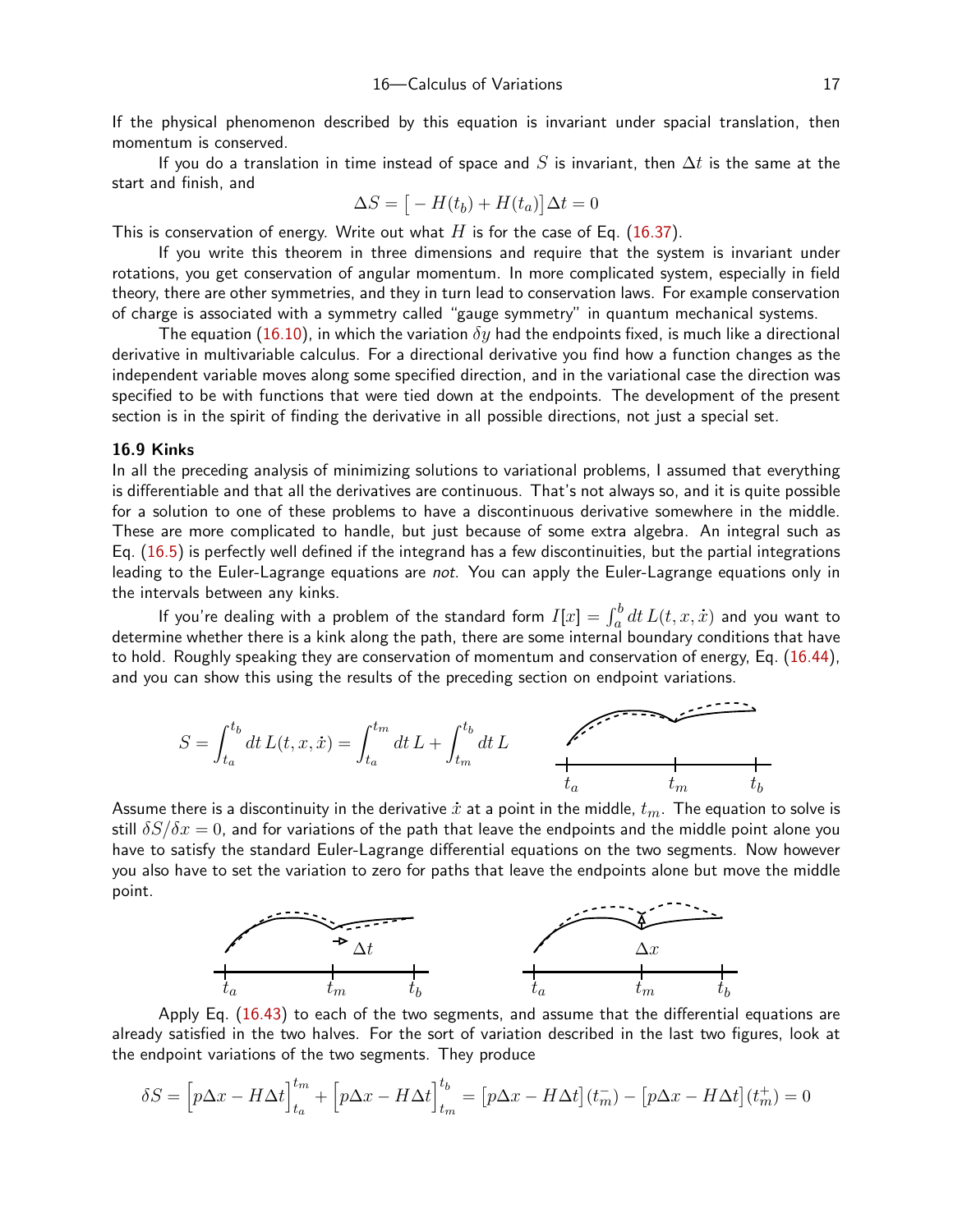If the physical phenomenon described by this equation is invariant under spacial translation, then momentum is conserved.

If you do a translation in time instead of space and $S$ is invariant, then $\Delta t$ is the same at the start and finish, and

$$\Delta S = \big[-H(t_b) + H(t_a)\big]\Delta t = 0$$

This is conservation of energy. Write out what $H$ is for the case of Eq. (16.37).

If you write this theorem in three dimensions and require that the system is invariant under rotations, you get conservation of angular momentum. In more complicated system, especially in field theory, there are other symmetries, and they in turn lead to conservation laws. For example conservation of charge is associated with a symmetry called "gauge symmetry" in quantum mechanical systems.

The equation (16.10), in which the variation $\delta y$ had the endpoints fixed, is much like a directional derivative in multivariable calculus. For a directional derivative you find how a function changes as the independent variable moves along some specified direction, and in the variational case the direction was specified to be with functions that were tied down at the endpoints. The development of the present section is in the spirit of finding the derivative in all possible directions, not just a special set.

### 16.9 Kinks

In all the preceding analysis of minimizing solutions to variational problems, I assumed that everything is differentiable and that all the derivatives are continuous. That's not always so, and it is quite possible for a solution to one of these problems to have a discontinuous derivative somewhere in the middle. These are more complicated to handle, but just because of some extra algebra. An integral such as Eq. (16.5) is perfectly well defined if the integrand has a few discontinuities, but the partial integrations leading to the Euler-Lagrange equations are *not.* You can apply the Euler-Lagrange equations only in the intervals between any kinks.

If you're dealing with a problem of the standard form $I[x] = \int_a^b dt\, L(t, x, \dot x)$ and you want to determine whether there is a kink along the path, there are some internal boundary conditions that have to hold. Roughly speaking they are conservation of momentum and conservation of energy, Eq. (16.44), and you can show this using the results of the preceding section on endpoint variations.

$$S = \int_{t_a}^{t_b} dt\, L(t, x, \dot x) = \int_{t_a}^{t_m} dt\, L + \int_{t_m}^{t_b} dt\, L$$

Assume there is a discontinuity in the derivative $\dot x$ at a point in the middle, $t_m$. The equation to solve is still $\delta S/\delta x = 0$, and for variations of the path that leave the endpoints and the middle point alone you have to satisfy the standard Euler-Lagrange differential equations on the two segments. Now however you also have to set the variation to zero for paths that leave the endpoints alone but move the middle point.

Apply Eq. (16.43) to each of the two segments, and assume that the differential equations are already satisfied in the two halves. For the sort of variation described in the last two figures, look at the endpoint variations of the two segments. They produce

$$\delta S = \Big[p\Delta x - H\Delta t\Big]_{t_a}^{t_m} + \Big[p\Delta x - H\Delta t\Big]_{t_m}^{t_b} = \big[p\Delta x - H\Delta t\big](t_m^-) - \big[p\Delta x - H\Delta t\big](t_m^+) = 0$$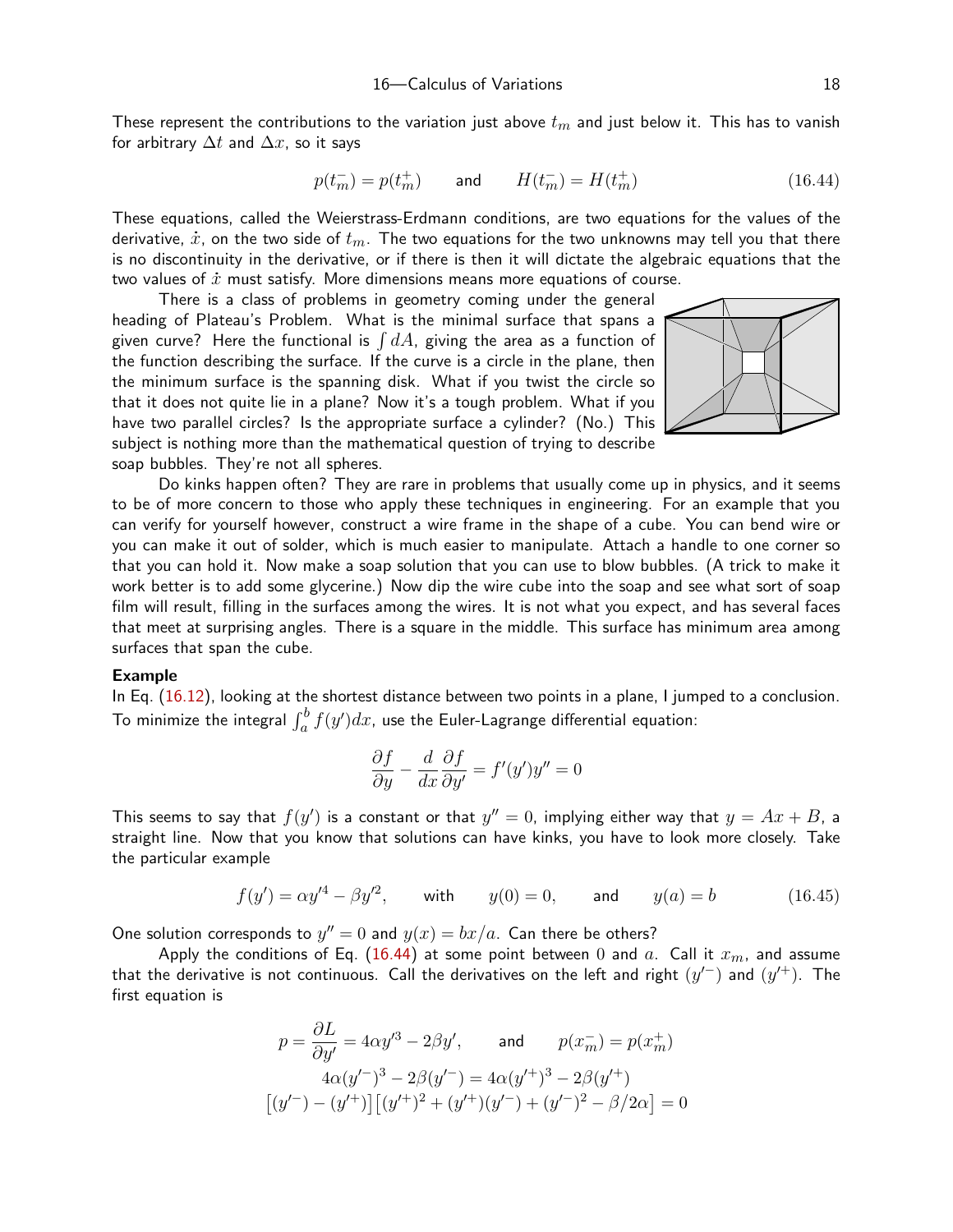These represent the contributions to the variation just above $t_m$ and just below it. This has to vanish for arbitrary $\Delta t$ and $\Delta x$, so it says

$$p(t_m^-) = p(t_m^+) \qquad \text{and} \qquad H(t_m^-) = H(t_m^+) \tag{16.44}$$

These equations, called the Weierstrass-Erdmann conditions, are two equations for the values of the derivative, $\dot{x}$, on the two side of $t_m$. The two equations for the two unknowns may tell you that there is no discontinuity in the derivative, or if there is then it will dictate the algebraic equations that the two values of $\dot{x}$ must satisfy. More dimensions means more equations of course.

There is a class of problems in geometry coming under the general heading of Plateau's Problem. What is the minimal surface that spans a given curve? Here the functional is $\int dA$, giving the area as a function of the function describing the surface. If the curve is a circle in the plane, then the minimum surface is the spanning disk. What if you twist the circle so that it does not quite lie in a plane? Now it's a tough problem. What if you have two parallel circles? Is the appropriate surface a cylinder? (No.) This subject is nothing more than the mathematical question of trying to describe soap bubbles. They're not all spheres.

Do kinks happen often? They are rare in problems that usually come up in physics, and it seems to be of more concern to those who apply these techniques in engineering. For an example that you can verify for yourself however, construct a wire frame in the shape of a cube. You can bend wire or you can make it out of solder, which is much easier to manipulate. Attach a handle to one corner so that you can hold it. Now make a soap solution that you can use to blow bubbles. (A trick to make it work better is to add some glycerine.) Now dip the wire cube into the soap and see what sort of soap film will result, filling in the surfaces among the wires. It is not what you expect, and has several faces that meet at surprising angles. There is a square in the middle. This surface has minimum area among surfaces that span the cube.

**Example**

In Eq. (16.12), looking at the shortest distance between two points in a plane, I jumped to a conclusion. To minimize the integral $\int_a^b f(y')dx$, use the Euler-Lagrange differential equation:

$$\frac{\partial f}{\partial y} - \frac{d}{dx}\frac{\partial f}{\partial y'} = f'(y')y'' = 0$$

This seems to say that $f(y')$ is a constant or that $y'' = 0$, implying either way that $y = Ax + B$, a straight line. Now that you know that solutions can have kinks, you have to look more closely. Take the particular example

$$f(y') = \alpha y'^4 - \beta y'^2, \qquad \text{with} \qquad y(0) = 0, \qquad \text{and} \qquad y(a) = b \tag{16.45}$$

One solution corresponds to $y'' = 0$ and $y(x) = bx/a$. Can there be others?

Apply the conditions of Eq. (16.44) at some point between $0$ and $a$. Call it $x_m$, and assume that the derivative is not continuous. Call the derivatives on the left and right $(y'^-)$ and $(y'^+)$. The first equation is

$$p = \frac{\partial L}{\partial y'} = 4\alpha y'^3 - 2\beta y', \qquad \text{and} \qquad p(x_m^-) = p(x_m^+)$$
$$4\alpha(y'^-)^3 - 2\beta(y'^-) = 4\alpha(y'^+)^3 - 2\beta(y'^+)$$
$$\big[(y'^-) - (y'^+)\big]\big[(y'^+)^2 + (y'^+)(y'^-) + (y'^-)^2 - \beta/2\alpha\big] = 0$$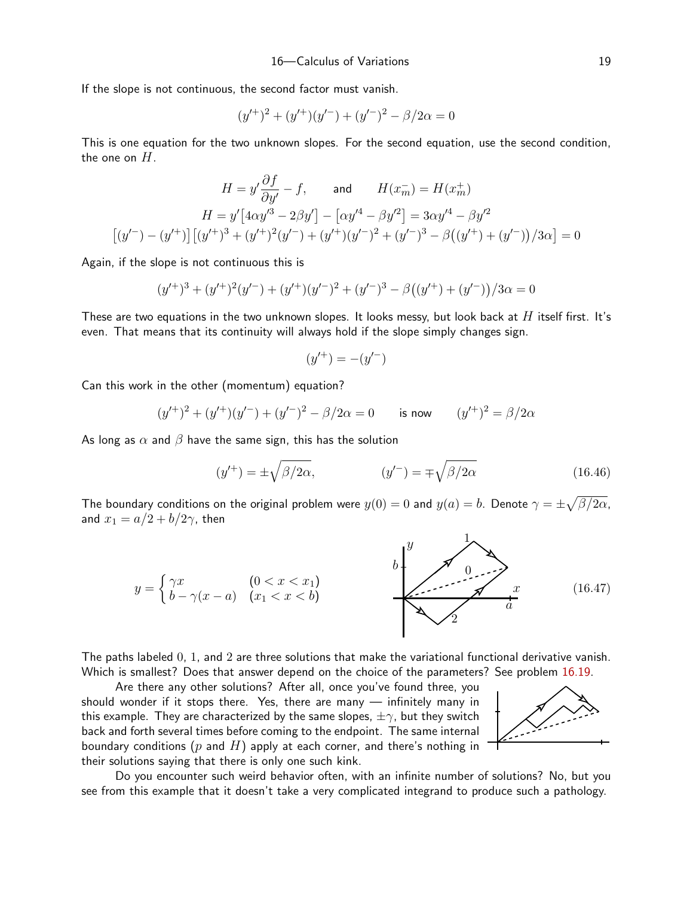If the slope is not continuous, the second factor must vanish.

$$(y'^+)^2 + (y'^+)(y'^-) + (y'^-)^2 - \beta/2\alpha = 0$$

This is one equation for the two unknown slopes. For the second equation, use the second condition, the one on $H$.

$$H = y'\frac{\partial f}{\partial y'} - f, \qquad \text{and} \qquad H(x_m^-) = H(x_m^+)$$

$$H = y'\big[4\alpha y'^3 - 2\beta y'\big] - \big[\alpha y'^4 - \beta y'^2\big] = 3\alpha y'^4 - \beta y'^2$$

$$\big[(y'^-) - (y'^+)\big]\big[(y'^+)^3 + (y'^+)^2(y'^-) + (y'^+)(y'^-)^2 + (y'^-)^3 - \beta\big((y'^+) + (y'^-)\big)/3\alpha\big] = 0$$

Again, if the slope is not continuous this is

$$(y'^+)^3 + (y'^+)^2(y'^-) + (y'^+)(y'^-)^2 + (y'^-)^3 - \beta\big((y'^+) + (y'^-)\big)/3\alpha = 0$$

These are two equations in the two unknown slopes. It looks messy, but look back at $H$ itself first. It's even. That means that its continuity will always hold if the slope simply changes sign.

$$(y'^+) = -(y'^-)$$

Can this work in the other (momentum) equation?

$$(y'^+)^2 + (y'^+)(y'^-) + (y'^-)^2 - \beta/2\alpha = 0 \qquad \text{is now} \qquad (y'^+)^2 = \beta/2\alpha$$

As long as $\alpha$ and $\beta$ have the same sign, this has the solution

$$(y'^+) = \pm\sqrt{\beta/2\alpha}, \qquad\qquad (y'^-) = \mp\sqrt{\beta/2\alpha} \tag{16.46}$$

The boundary conditions on the original problem were $y(0) = 0$ and $y(a) = b$. Denote $\gamma = \pm\sqrt{\beta/2\alpha}$, and $x_1 = a/2 + b/2\gamma$, then

$$y = \begin{cases} \gamma x & (0 < x < x_1) \\ b - \gamma(x - a) & (x_1 < x < b) \end{cases} \tag{16.47}$$

The paths labeled 0, 1, and 2 are three solutions that make the variational functional derivative vanish. Which is smallest? Does that answer depend on the choice of the parameters? See problem 16.19.

Are there any other solutions? After all, once you've found three, you should wonder if it stops there. Yes, there are many — infinitely many in this example. They are characterized by the same slopes, $\pm\gamma$, but they switch back and forth several times before coming to the endpoint. The same internal boundary conditions ($p$ and $H$) apply at each corner, and there's nothing in their solutions saying that there is only one such kink.

Do you encounter such weird behavior often, with an infinite number of solutions? No, but you see from this example that it doesn't take a very complicated integrand to produce such a pathology.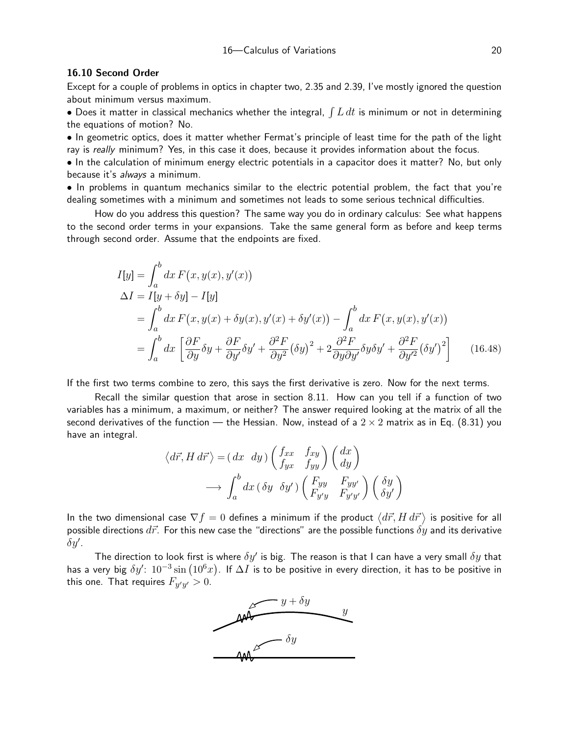### 16.10 Second Order

Except for a couple of problems in optics in chapter two, 2.35 and 2.39, I've mostly ignored the question about minimum versus maximum.

• Does it matter in classical mechanics whether the integral, $\int L\,dt$ is minimum or not in determining the equations of motion? No.

• In geometric optics, does it matter whether Fermat's principle of least time for the path of the light ray is *really* minimum? Yes, in this case it does, because it provides information about the focus.

• In the calculation of minimum energy electric potentials in a capacitor does it matter? No, but only because it's *always* a minimum.

• In problems in quantum mechanics similar to the electric potential problem, the fact that you're dealing sometimes with a minimum and sometimes not leads to some serious technical difficulties.

How do you address this question? The same way you do in ordinary calculus: See what happens to the second order terms in your expansions. Take the same general form as before and keep terms through second order. Assume that the endpoints are fixed.

$$
\begin{aligned}
I[y] &= \int_a^b dx\, F\big(x, y(x), y'(x)\big) \\
\Delta I &= I[y + \delta y] - I[y] \\
&= \int_a^b dx\, F\big(x, y(x) + \delta y(x), y'(x) + \delta y'(x)\big) - \int_a^b dx\, F\big(x, y(x), y'(x)\big) \\
&= \int_a^b dx\, \left[\frac{\partial F}{\partial y}\delta y + \frac{\partial F}{\partial y'}\delta y' + \frac{\partial^2 F}{\partial y^2}\big(\delta y\big)^2 + 2\frac{\partial^2 F}{\partial y \partial y'}\delta y \delta y' + \frac{\partial^2 F}{\partial y'^2}\big(\delta y'\big)^2\right] \qquad (16.48)
\end{aligned}
$$

If the first two terms combine to zero, this says the first derivative is zero. Now for the next terms.

Recall the similar question that arose in section 8.11. How can you tell if a function of two variables has a minimum, a maximum, or neither? The answer required looking at the matrix of all the second derivatives of the function — the Hessian. Now, instead of a $2 \times 2$ matrix as in Eq. (8.31) you have an integral.

$$
\begin{aligned}
\big\langle d\vec r, H\, d\vec r\big\rangle &= (\,dx \quad dy\,)\begin{pmatrix} f_{xx} & f_{xy} \\ f_{yx} & f_{yy}\end{pmatrix}\begin{pmatrix} dx \\ dy\end{pmatrix} \\
&\longrightarrow \int_a^b dx\, (\,\delta y \quad \delta y'\,)\begin{pmatrix} F_{yy} & F_{yy'} \\ F_{y'y} & F_{y'y'}\end{pmatrix}\begin{pmatrix} \delta y \\ \delta y'\end{pmatrix}
\end{aligned}
$$

In the two dimensional case $\nabla f = 0$ defines a minimum if the product $\big\langle d\vec r, H\, d\vec r\big\rangle$ is positive for all possible directions $d\vec r$. For this new case the "directions" are the possible functions $\delta y$ and its derivative $\delta y'$.

The direction to look first is where $\delta y'$ is big. The reason is that I can have a very small $\delta y$ that has a very big $\delta y'$: $10^{-3}\sin\big(10^6 x\big)$. If $\Delta I$ is to be positive in every direction, it has to be positive in this one. That requires $F_{y'y'} > 0$.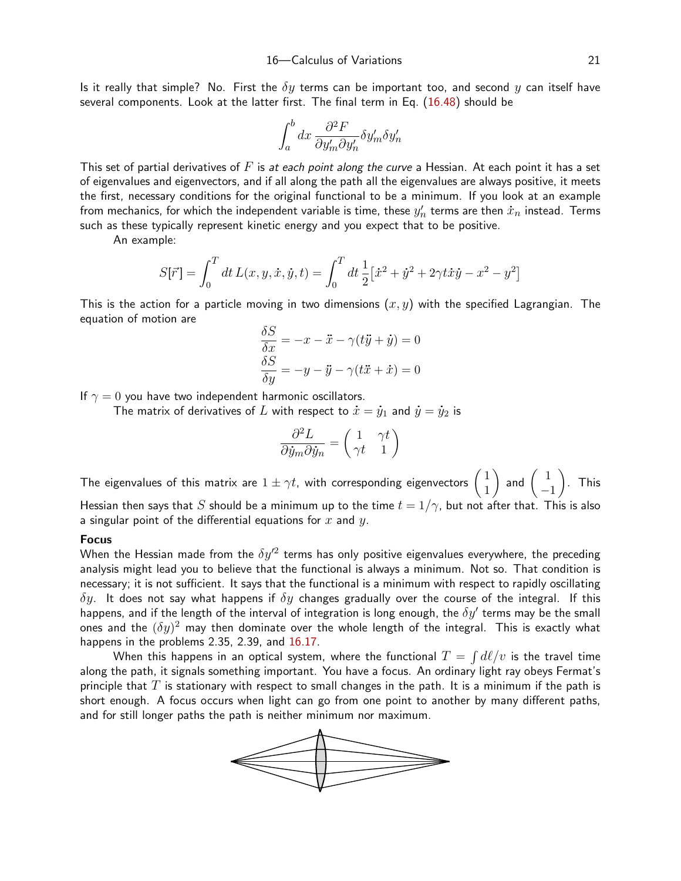Is it really that simple? No. First the $\delta y$ terms can be important too, and second $y$ can itself have several components. Look at the latter first. The final term in Eq. (16.48) should be

$$\int_a^b dx\, \frac{\partial^2 F}{\partial y'_m \partial y'_n} \delta y'_m \delta y'_n$$

This set of partial derivatives of $F$ is *at each point along the curve* a Hessian. At each point it has a set of eigenvalues and eigenvectors, and if all along the path all the eigenvalues are always positive, it meets the first, necessary conditions for the original functional to be a minimum. If you look at an example from mechanics, for which the independent variable is time, these $y'_n$ terms are then $\dot{x}_n$ instead. Terms such as these typically represent kinetic energy and you expect that to be positive.

An example:

$$S[\vec{r}\,] = \int_0^T dt\, L(x, y, \dot{x}, \dot{y}, t) = \int_0^T dt\, \frac{1}{2}\big[\dot{x}^2 + \dot{y}^2 + 2\gamma t \dot{x}\dot{y} - x^2 - y^2\big]$$

This is the action for a particle moving in two dimensions $(x, y)$ with the specified Lagrangian. The equation of motion are

$$\frac{\delta S}{\delta x} = -x - \ddot{x} - \gamma(t\ddot{y} + \dot{y}) = 0$$
$$\frac{\delta S}{\delta y} = -y - \ddot{y} - \gamma(t\ddot{x} + \dot{x}) = 0$$

If $\gamma = 0$ you have two independent harmonic oscillators.

The matrix of derivatives of $L$ with respect to $\dot{x} = \dot{y}_1$ and $\dot{y} = \dot{y}_2$ is

$$\frac{\partial^2 L}{\partial \dot{y}_m \partial \dot{y}_n} = \begin{pmatrix} 1 & \gamma t \\ \gamma t & 1 \end{pmatrix}$$

The eigenvalues of this matrix are $1 \pm \gamma t$, with corresponding eigenvectors $\begin{pmatrix} 1 \\ 1 \end{pmatrix}$ and $\begin{pmatrix} 1 \\ -1 \end{pmatrix}$. This Hessian then says that $S$ should be a minimum up to the time $t = 1/\gamma$, but not after that. This is also a singular point of the differential equations for $x$ and $y$.

**Focus**

When the Hessian made from the $\delta y'^2$ terms has only positive eigenvalues everywhere, the preceding analysis might lead you to believe that the functional is always a minimum. Not so. That condition is necessary; it is not sufficient. It says that the functional is a minimum with respect to rapidly oscillating $\delta y$. It does not say what happens if $\delta y$ changes gradually over the course of the integral. If this happens, and if the length of the interval of integration is long enough, the $\delta y'$ terms may be the small ones and the $(\delta y)^2$ may then dominate over the whole length of the integral. This is exactly what happens in the problems 2.35, 2.39, and 16.17.

When this happens in an optical system, where the functional $T = \int d\ell/v$ is the travel time along the path, it signals something important. You have a focus. An ordinary light ray obeys Fermat's principle that $T$ is stationary with respect to small changes in the path. It is a minimum if the path is short enough. A focus occurs when light can go from one point to another by many different paths, and for still longer paths the path is neither minimum nor maximum.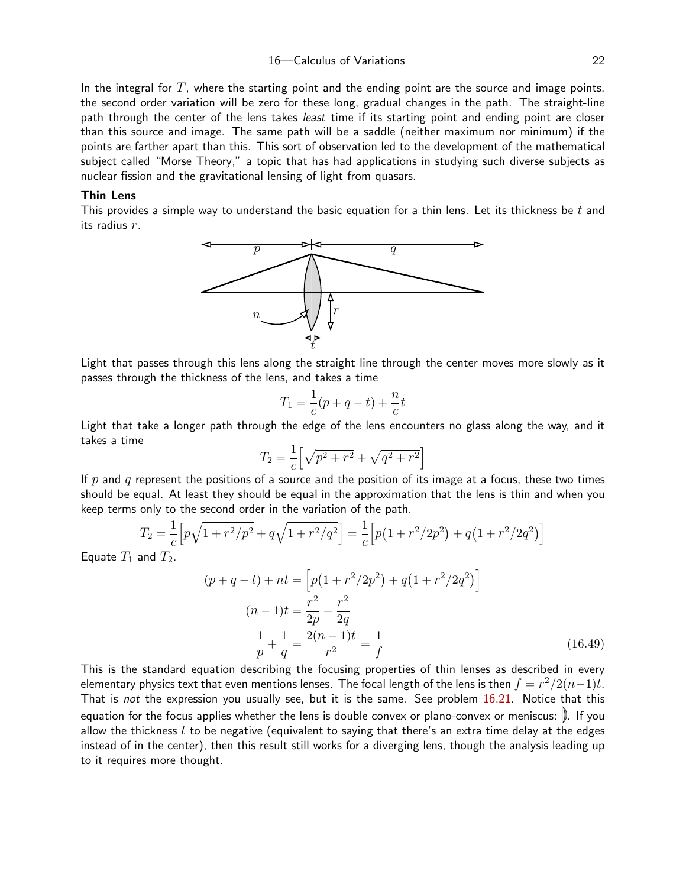In the integral for $T$, where the starting point and the ending point are the source and image points, the second order variation will be zero for these long, gradual changes in the path. The straight-line path through the center of the lens takes *least* time if its starting point and ending point are closer than this source and image. The same path will be a saddle (neither maximum nor minimum) if the points are farther apart than this. This sort of observation led to the development of the mathematical subject called "Morse Theory," a topic that has had applications in studying such diverse subjects as nuclear fission and the gravitational lensing of light from quasars.

**Thin Lens**

This provides a simple way to understand the basic equation for a thin lens. Let its thickness be $t$ and its radius $r$.

Light that passes through this lens along the straight line through the center moves more slowly as it passes through the thickness of the lens, and takes a time

$$T_1 = \frac{1}{c}(p + q - t) + \frac{n}{c}t$$

Light that take a longer path through the edge of the lens encounters no glass along the way, and it takes a time

$$T_2 = \frac{1}{c}\Big[\sqrt{p^2 + r^2} + \sqrt{q^2 + r^2}\Big]$$

If $p$ and $q$ represent the positions of a source and the position of its image at a focus, these two times should be equal. At least they should be equal in the approximation that the lens is thin and when you keep terms only to the second order in the variation of the path.

$$T_2 = \frac{1}{c}\Big[p\sqrt{1 + r^2/p^2} + q\sqrt{1 + r^2/q^2}\Big] = \frac{1}{c}\Big[p\big(1 + r^2/2p^2\big) + q\big(1 + r^2/2q^2\big)\Big]$$

Equate $T_1$ and $T_2$.

$$(p + q - t) + nt = \Big[p\big(1 + r^2/2p^2\big) + q\big(1 + r^2/2q^2\big)\Big]$$
$$(n-1)t = \frac{r^2}{2p} + \frac{r^2}{2q}$$
$$\frac{1}{p} + \frac{1}{q} = \frac{2(n-1)t}{r^2} = \frac{1}{f} \tag{16.49}$$

This is the standard equation describing the focusing properties of thin lenses as described in every elementary physics text that even mentions lenses. The focal length of the lens is then $f = r^2/2(n-1)t$. That is *not* the expression you usually see, but it is the same. See problem 16.21. Notice that this equation for the focus applies whether the lens is double convex or plano-convex or meniscus: ⟩. If you allow the thickness $t$ to be negative (equivalent to saying that there's an extra time delay at the edges instead of in the center), then this result still works for a diverging lens, though the analysis leading up to it requires more thought.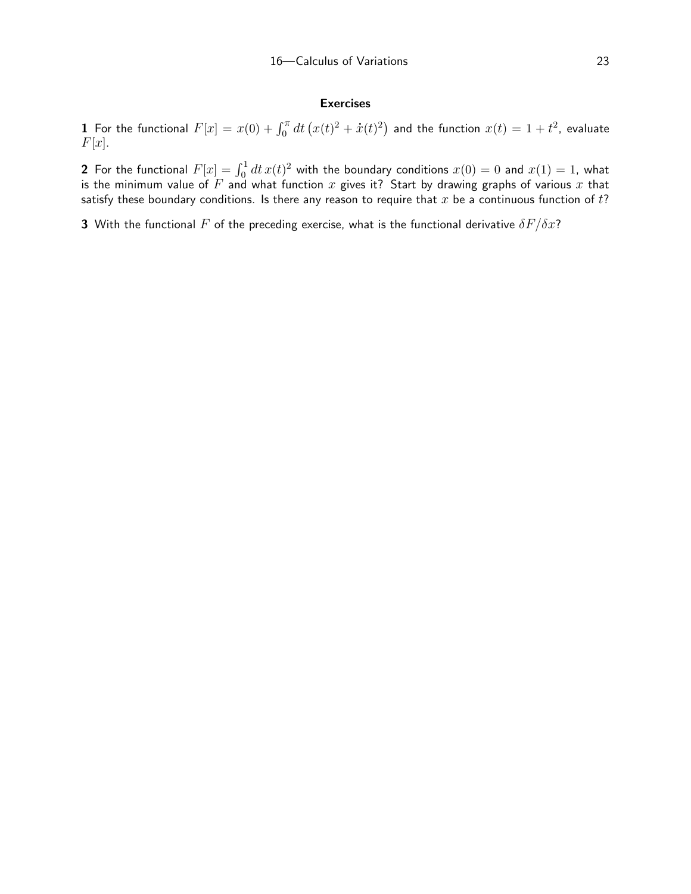### Exercises

**1** For the functional $F[x] = x(0) + \int_0^\pi dt\,\big(x(t)^2 + \dot x(t)^2\big)$ and the function $x(t) = 1 + t^2$, evaluate $F[x]$.

**2** For the functional $F[x] = \int_0^1 dt\,x(t)^2$ with the boundary conditions $x(0) = 0$ and $x(1) = 1$, what is the minimum value of $F$ and what function $x$ gives it? Start by drawing graphs of various $x$ that satisfy these boundary conditions. Is there any reason to require that $x$ be a continuous function of $t$?

**3** With the functional $F$ of the preceding exercise, what is the functional derivative $\delta F/\delta x$?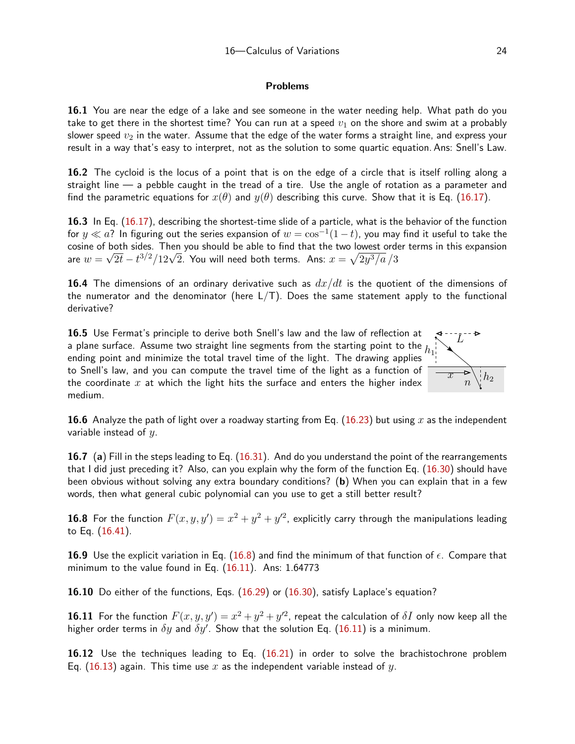## Problems

**16.1** You are near the edge of a lake and see someone in the water needing help. What path do you take to get there in the shortest time? You can run at a speed $v_1$ on the shore and swim at a probably slower speed $v_2$ in the water. Assume that the edge of the water forms a straight line, and express your result in a way that's easy to interpret, not as the solution to some quartic equation. Ans: Snell's Law.

**16.2** The cycloid is the locus of a point that is on the edge of a circle that is itself rolling along a straight line — a pebble caught in the tread of a tire. Use the angle of rotation as a parameter and find the parametric equations for $x(\theta)$ and $y(\theta)$ describing this curve. Show that it is Eq. (16.17).

**16.3** In Eq. (16.17), describing the shortest-time slide of a particle, what is the behavior of the function for $y \ll a$? In figuring out the series expansion of $w = \cos^{-1}(1-t)$, you may find it useful to take the cosine of both sides. Then you should be able to find that the two lowest order terms in this expansion are $w = \sqrt{2t} - t^{3/2}/12\sqrt{2}$. You will need both terms. Ans: $x = \sqrt{2y^3/a}\,/3$

**16.4** The dimensions of an ordinary derivative such as $dx/dt$ is the quotient of the dimensions of the numerator and the denominator (here L/T). Does the same statement apply to the functional derivative?

**16.5** Use Fermat's principle to derive both Snell's law and the law of reflection at a plane surface. Assume two straight line segments from the starting point to the ending point and minimize the total travel time of the light. The drawing applies to Snell's law, and you can compute the travel time of the light as a function of the coordinate $x$ at which the light hits the surface and enters the higher index medium.

**16.6** Analyze the path of light over a roadway starting from Eq. (16.23) but using $x$ as the independent variable instead of $y$.

**16.7** (**a**) Fill in the steps leading to Eq. (16.31). And do you understand the point of the rearrangements that I did just preceding it? Also, can you explain why the form of the function Eq. (16.30) should have been obvious without solving any extra boundary conditions? (**b**) When you can explain that in a few words, then what general cubic polynomial can you use to get a still better result?

**16.8** For the function $F(x,y,y') = x^2 + y^2 + y'^2$, explicitly carry through the manipulations leading to Eq. (16.41).

**16.9** Use the explicit variation in Eq. (16.8) and find the minimum of that function of $\epsilon$. Compare that minimum to the value found in Eq. (16.11). Ans: 1.64773

**16.10** Do either of the functions, Eqs. (16.29) or (16.30), satisfy Laplace's equation?

**16.11** For the function $F(x,y,y') = x^2 + y^2 + y'^2$, repeat the calculation of $\delta I$ only now keep all the higher order terms in $\delta y$ and $\delta y'$. Show that the solution Eq. (16.11) is a minimum.

**16.12** Use the techniques leading to Eq. (16.21) in order to solve the brachistochrone problem Eq. (16.13) again. This time use $x$ as the independent variable instead of $y$.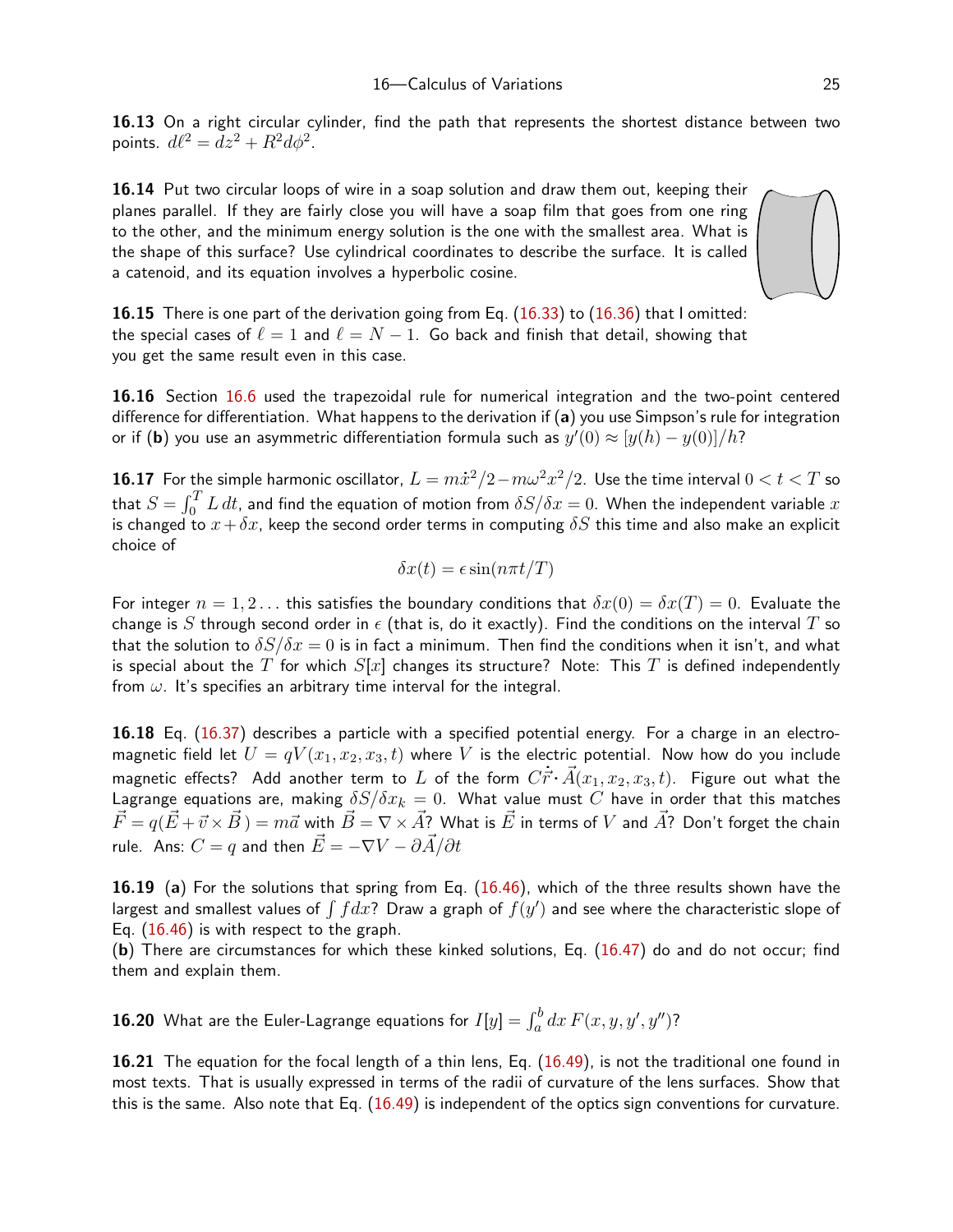**16.13** On a right circular cylinder, find the path that represents the shortest distance between two points. $d\ell^2 = dz^2 + R^2 d\phi^2$.

**16.14** Put two circular loops of wire in a soap solution and draw them out, keeping their planes parallel. If they are fairly close you will have a soap film that goes from one ring to the other, and the minimum energy solution is the one with the smallest area. What is the shape of this surface? Use cylindrical coordinates to describe the surface. It is called a catenoid, and its equation involves a hyperbolic cosine.

**16.15** There is one part of the derivation going from Eq. (16.33) to (16.36) that I omitted: the special cases of $\ell = 1$ and $\ell = N - 1$. Go back and finish that detail, showing that you get the same result even in this case.

**16.16** Section 16.6 used the trapezoidal rule for numerical integration and the two-point centered difference for differentiation. What happens to the derivation if (**a**) you use Simpson's rule for integration or if (**b**) you use an asymmetric differentiation formula such as $y'(0) \approx [y(h) - y(0)]/h$?

**16.17** For the simple harmonic oscillator, $L = m\dot{x}^2/2 - m\omega^2 x^2/2$. Use the time interval $0 < t < T$ so that $S = \int_0^T L\, dt$, and find the equation of motion from $\delta S/\delta x = 0$. When the independent variable $x$ is changed to $x + \delta x$, keep the second order terms in computing $\delta S$ this time and also make an explicit choice of

$$\delta x(t) = \epsilon \sin(n\pi t/T)$$

For integer $n = 1, 2 \ldots$ this satisfies the boundary conditions that $\delta x(0) = \delta x(T) = 0$. Evaluate the change is $S$ through second order in $\epsilon$ (that is, do it exactly). Find the conditions on the interval $T$ so that the solution to $\delta S/\delta x = 0$ is in fact a minimum. Then find the conditions when it isn't, and what is special about the $T$ for which $S[x]$ changes its structure? Note: This $T$ is defined independently from $\omega$. It's specifies an arbitrary time interval for the integral.

**16.18** Eq. (16.37) describes a particle with a specified potential energy. For a charge in an electromagnetic field let $U = qV(x_1, x_2, x_3, t)$ where $V$ is the electric potential. Now how do you include magnetic effects? Add another term to $L$ of the form $C\dot{\vec{r}} \cdot \vec{A}(x_1, x_2, x_3, t)$. Figure out what the Lagrange equations are, making $\delta S/\delta x_k = 0$. What value must $C$ have in order that this matches $\vec{F} = q(\vec{E} + \vec{v} \times \vec{B}\,) = m\vec{a}$ with $\vec{B} = \nabla \times \vec{A}$? What is $\vec{E}$ in terms of $V$ and $\vec{A}$? Don't forget the chain rule. Ans: $C = q$ and then $\vec{E} = -\nabla V - \partial \vec{A}/\partial t$

**16.19** (**a**) For the solutions that spring from Eq. (16.46), which of the three results shown have the largest and smallest values of $\int f\, dx$? Draw a graph of $f(y')$ and see where the characteristic slope of Eq. (16.46) is with respect to the graph.
(**b**) There are circumstances for which these kinked solutions, Eq. (16.47) do and do not occur; find them and explain them.

**16.20** What are the Euler-Lagrange equations for $I[y] = \int_a^b dx\, F(x, y, y', y'')$?

**16.21** The equation for the focal length of a thin lens, Eq. (16.49), is not the traditional one found in most texts. That is usually expressed in terms of the radii of curvature of the lens surfaces. Show that this is the same. Also note that Eq. (16.49) is independent of the optics sign conventions for curvature.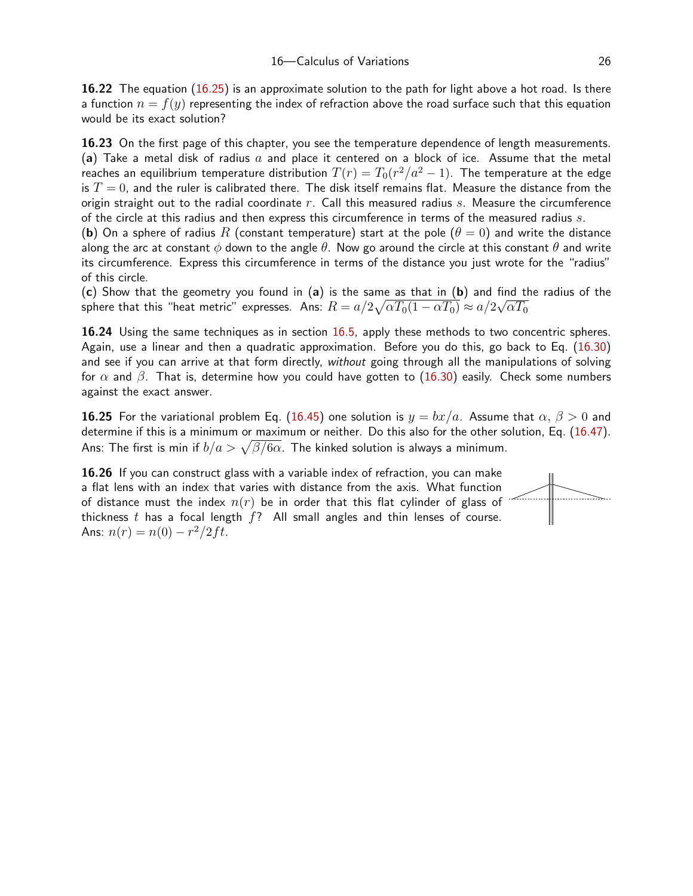**16.22** The equation (16.25) is an approximate solution to the path for light above a hot road. Is there a function $n = f(y)$ representing the index of refraction above the road surface such that this equation would be its exact solution?

**16.23** On the first page of this chapter, you see the temperature dependence of length measurements. (**a**) Take a metal disk of radius $a$ and place it centered on a block of ice. Assume that the metal reaches an equilibrium temperature distribution $T(r) = T_0(r^2/a^2 - 1)$. The temperature at the edge is $T = 0$, and the ruler is calibrated there. The disk itself remains flat. Measure the distance from the origin straight out to the radial coordinate $r$. Call this measured radius $s$. Measure the circumference of the circle at this radius and then express this circumference in terms of the measured radius $s$.
(**b**) On a sphere of radius $R$ (constant temperature) start at the pole ($\theta = 0$) and write the distance along the arc at constant $\phi$ down to the angle $\theta$. Now go around the circle at this constant $\theta$ and write its circumference. Express this circumference in terms of the distance you just wrote for the "radius" of this circle.
(**c**) Show that the geometry you found in (**a**) is the same as that in (**b**) and find the radius of the sphere that this "heat metric" expresses. Ans: $R = a/2\sqrt{\alpha T_0(1 - \alpha T_0)} \approx a/2\sqrt{\alpha T_0}$

**16.24** Using the same techniques as in section 16.5, apply these methods to two concentric spheres. Again, use a linear and then a quadratic approximation. Before you do this, go back to Eq. (16.30) and see if you can arrive at that form directly, *without* going through all the manipulations of solving for $\alpha$ and $\beta$. That is, determine how you could have gotten to (16.30) easily. Check some numbers against the exact answer.

**16.25** For the variational problem Eq. (16.45) one solution is $y = bx/a$. Assume that $\alpha$, $\beta > 0$ and determine if this is a minimum or maximum or neither. Do this also for the other solution, Eq. (16.47). Ans: The first is min if $b/a > \sqrt{\beta/6\alpha}$. The kinked solution is always a minimum.

**16.26** If you can construct glass with a variable index of refraction, you can make a flat lens with an index that varies with distance from the axis. What function of distance must the index $n(r)$ be in order that this flat cylinder of glass of thickness $t$ has a focal length $f$? All small angles and thin lenses of course. Ans: $n(r) = n(0) - r^2/2ft$.